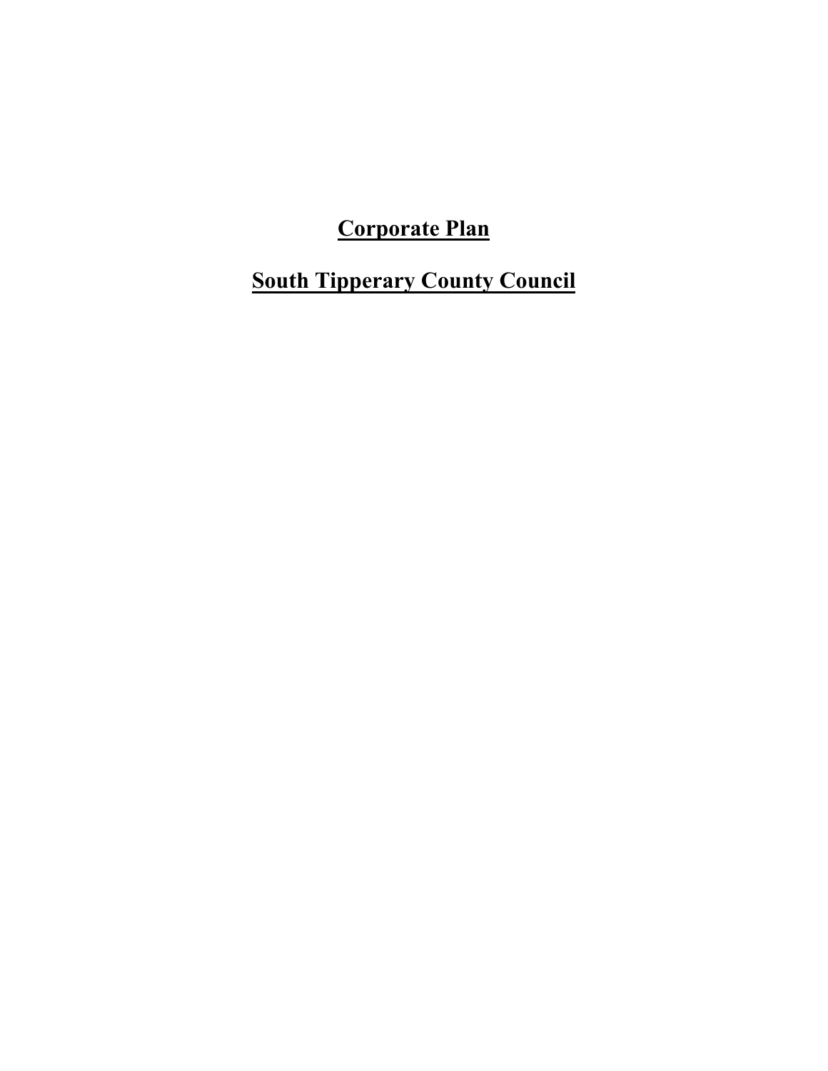# Corporate Plan

# South Tipperary County Council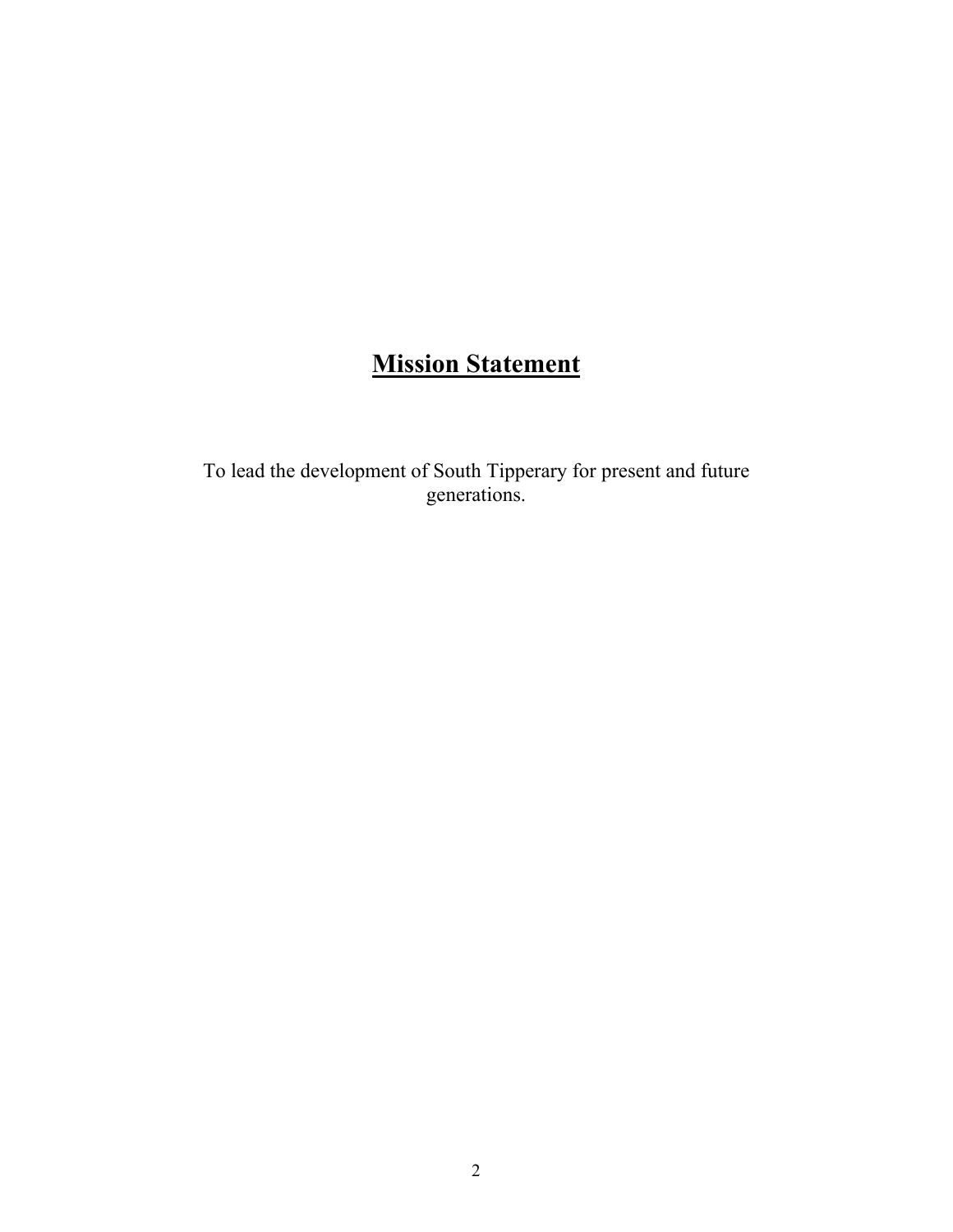# Mission Statement

To lead the development of South Tipperary for present and future generations.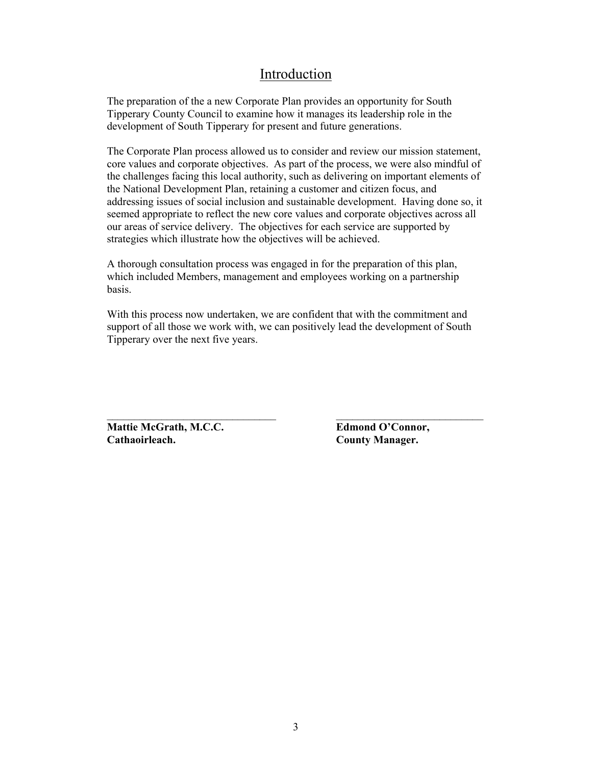# Introduction

The preparation of the a new Corporate Plan provides an opportunity for South Tipperary County Council to examine how it manages its leadership role in the development of South Tipperary for present and future generations.

The Corporate Plan process allowed us to consider and review our mission statement, core values and corporate objectives. As part of the process, we were also mindful of the challenges facing this local authority, such as delivering on important elements of the National Development Plan, retaining a customer and citizen focus, and addressing issues of social inclusion and sustainable development. Having done so, it seemed appropriate to reflect the new core values and corporate objectives across all our areas of service delivery. The objectives for each service are supported by strategies which illustrate how the objectives will be achieved.

A thorough consultation process was engaged in for the preparation of this plan, which included Members, management and employees working on a partnership basis.

With this process now undertaken, we are confident that with the commitment and support of all those we work with, we can positively lead the development of South Tipperary over the next five years.

______________________________

**Mattie McGrath, M.C.C.**
**Cathaoirleach.**

______________________________

**Edmond O'Connor,**
**County Manager.**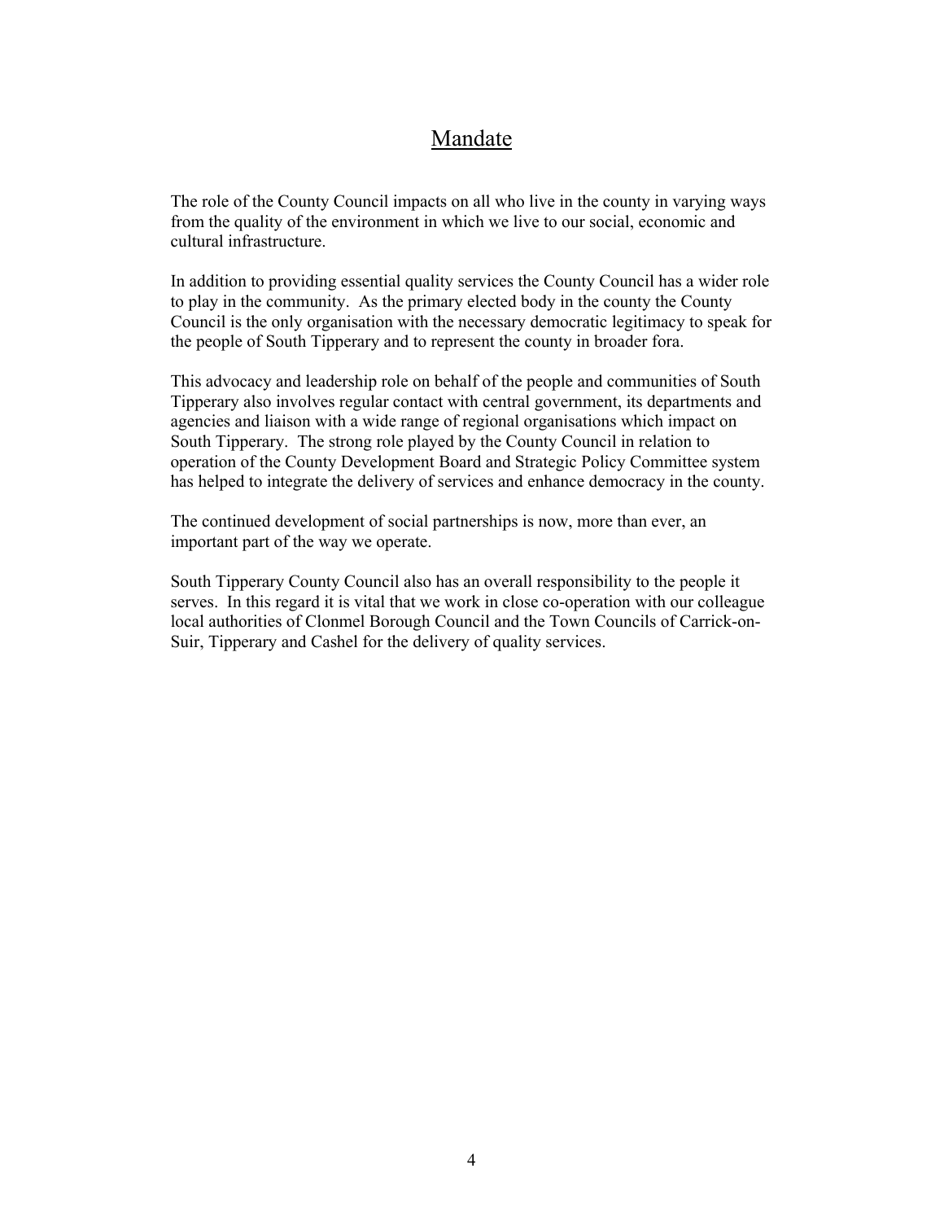# Mandate

The role of the County Council impacts on all who live in the county in varying ways from the quality of the environment in which we live to our social, economic and cultural infrastructure.

In addition to providing essential quality services the County Council has a wider role to play in the community. As the primary elected body in the county the County Council is the only organisation with the necessary democratic legitimacy to speak for the people of South Tipperary and to represent the county in broader fora.

This advocacy and leadership role on behalf of the people and communities of South Tipperary also involves regular contact with central government, its departments and agencies and liaison with a wide range of regional organisations which impact on South Tipperary. The strong role played by the County Council in relation to operation of the County Development Board and Strategic Policy Committee system has helped to integrate the delivery of services and enhance democracy in the county.

The continued development of social partnerships is now, more than ever, an important part of the way we operate.

South Tipperary County Council also has an overall responsibility to the people it serves. In this regard it is vital that we work in close co-operation with our colleague local authorities of Clonmel Borough Council and the Town Councils of Carrick-on-Suir, Tipperary and Cashel for the delivery of quality services.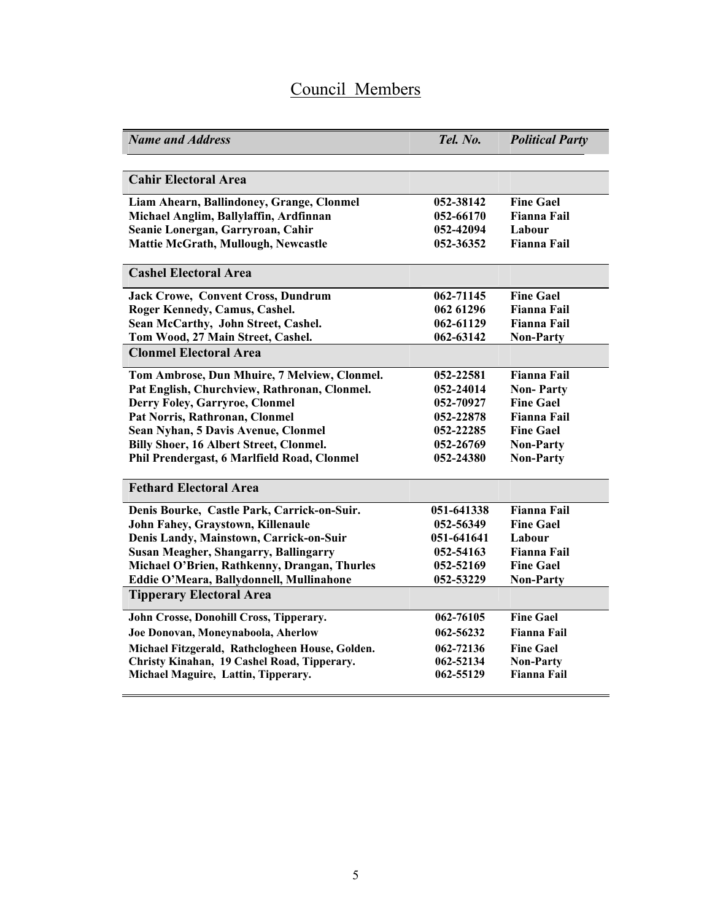# Council Members

| *Name and Address* | *Tel. No.* | *Political Party* |
|---|---|---|
| **Cahir Electoral Area** | | |
| **Liam Ahearn, Ballindoney, Grange, Clonmel** | **052-38142** | **Fine Gael** |
| **Michael Anglim, Ballylaffin, Ardfinnan** | **052-66170** | **Fianna Fail** |
| **Seanie Lonergan, Garryroan, Cahir** | **052-42094** | **Labour** |
| **Mattie McGrath, Mullough, Newcastle** | **052-36352** | **Fianna Fail** |
| **Cashel Electoral Area** | | |
| **Jack Crowe, Convent Cross, Dundrum** | **062-71145** | **Fine Gael** |
| **Roger Kennedy, Camus, Cashel.** | **062 61296** | **Fianna Fail** |
| **Sean McCarthy, John Street, Cashel.** | **062-61129** | **Fianna Fail** |
| **Tom Wood, 27 Main Street, Cashel.** | **062-63142** | **Non-Party** |
| **Clonmel Electoral Area** | | |
| **Tom Ambrose, Dun Mhuire, 7 Melview, Clonmel.** | **052-22581** | **Fianna Fail** |
| **Pat English, Churchview, Rathronan, Clonmel.** | **052-24014** | **Non- Party** |
| **Derry Foley, Garryroe, Clonmel** | **052-70927** | **Fine Gael** |
| **Pat Norris, Rathronan, Clonmel** | **052-22878** | **Fianna Fail** |
| **Sean Nyhan, 5 Davis Avenue, Clonmel** | **052-22285** | **Fine Gael** |
| **Billy Shoer, 16 Albert Street, Clonmel.** | **052-26769** | **Non-Party** |
| **Phil Prendergast, 6 Marlfield Road, Clonmel** | **052-24380** | **Non-Party** |
| **Fethard Electoral Area** | | |
| **Denis Bourke, Castle Park, Carrick-on-Suir.** | **051-641338** | **Fianna Fail** |
| **John Fahey, Graystown, Killenaule** | **052-56349** | **Fine Gael** |
| **Denis Landy, Mainstown, Carrick-on-Suir** | **051-641641** | **Labour** |
| **Susan Meagher, Shangarry, Ballingarry** | **052-54163** | **Fianna Fail** |
| **Michael O'Brien, Rathkenny, Drangan, Thurles** | **052-52169** | **Fine Gael** |
| **Eddie O'Meara, Ballydonnell, Mullinahone** | **052-53229** | **Non-Party** |
| **Tipperary Electoral Area** | | |
| **John Crosse, Donohill Cross, Tipperary.** | **062-76105** | **Fine Gael** |
| **Joe Donovan, Moneynaboola, Aherlow** | **062-56232** | **Fianna Fail** |
| **Michael Fitzgerald, Rathclogheen House, Golden.** | **062-72136** | **Fine Gael** |
| **Christy Kinahan, 19 Cashel Road, Tipperary.** | **062-52134** | **Non-Party** |
| **Michael Maguire, Lattin, Tipperary.** | **062-55129** | **Fianna Fail** |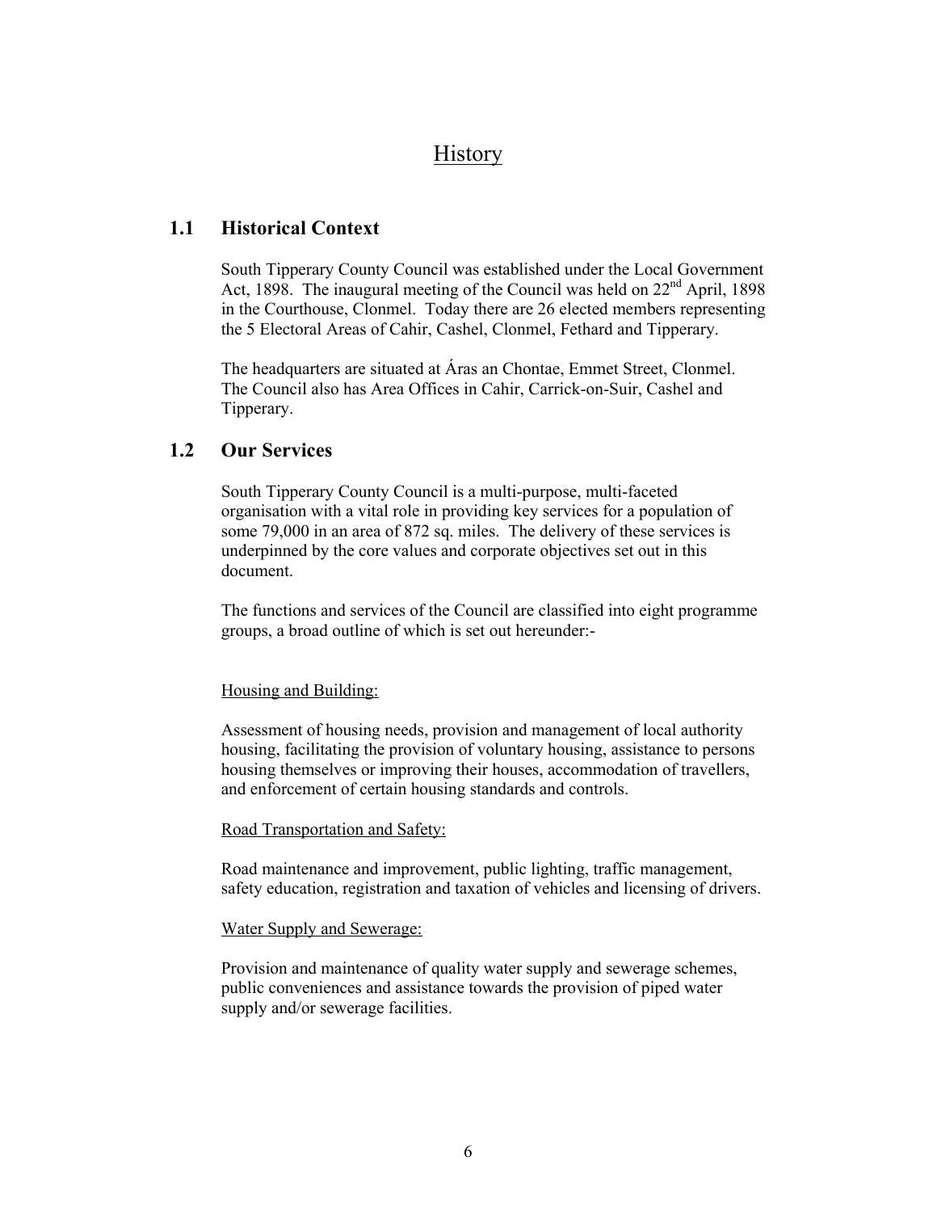# History

## 1.1 Historical Context

South Tipperary County Council was established under the Local Government Act, 1898. The inaugural meeting of the Council was held on 22nd April, 1898 in the Courthouse, Clonmel. Today there are 26 elected members representing the 5 Electoral Areas of Cahir, Cashel, Clonmel, Fethard and Tipperary.

The headquarters are situated at Áras an Chontae, Emmet Street, Clonmel. The Council also has Area Offices in Cahir, Carrick-on-Suir, Cashel and Tipperary.

## 1.2 Our Services

South Tipperary County Council is a multi-purpose, multi-faceted organisation with a vital role in providing key services for a population of some 79,000 in an area of 872 sq. miles. The delivery of these services is underpinned by the core values and corporate objectives set out in this document.

The functions and services of the Council are classified into eight programme groups, a broad outline of which is set out hereunder:-

<u>Housing and Building:</u>

Assessment of housing needs, provision and management of local authority housing, facilitating the provision of voluntary housing, assistance to persons housing themselves or improving their houses, accommodation of travellers, and enforcement of certain housing standards and controls.

<u>Road Transportation and Safety:</u>

Road maintenance and improvement, public lighting, traffic management, safety education, registration and taxation of vehicles and licensing of drivers.

<u>Water Supply and Sewerage:</u>

Provision and maintenance of quality water supply and sewerage schemes, public conveniences and assistance towards the provision of piped water supply and/or sewerage facilities.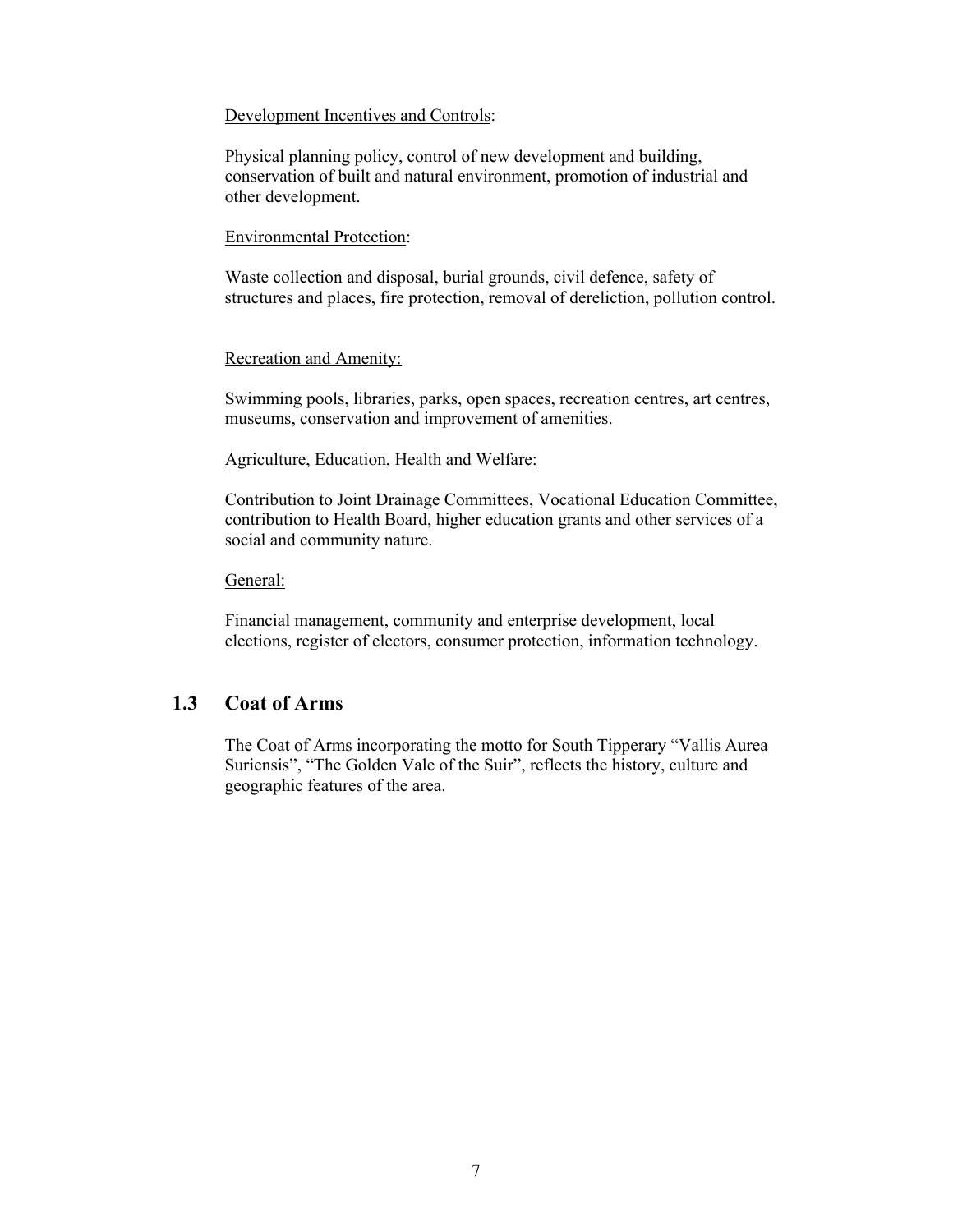<u>Development Incentives and Controls</u>:

Physical planning policy, control of new development and building, conservation of built and natural environment, promotion of industrial and other development.

<u>Environmental Protection</u>:

Waste collection and disposal, burial grounds, civil defence, safety of structures and places, fire protection, removal of dereliction, pollution control.

<u>Recreation and Amenity:</u>

Swimming pools, libraries, parks, open spaces, recreation centres, art centres, museums, conservation and improvement of amenities.

<u>Agriculture, Education, Health and Welfare:</u>

Contribution to Joint Drainage Committees, Vocational Education Committee, contribution to Health Board, higher education grants and other services of a social and community nature.

<u>General:</u>

Financial management, community and enterprise development, local elections, register of electors, consumer protection, information technology.

## 1.3 Coat of Arms

The Coat of Arms incorporating the motto for South Tipperary "Vallis Aurea Suriensis", "The Golden Vale of the Suir", reflects the history, culture and geographic features of the area.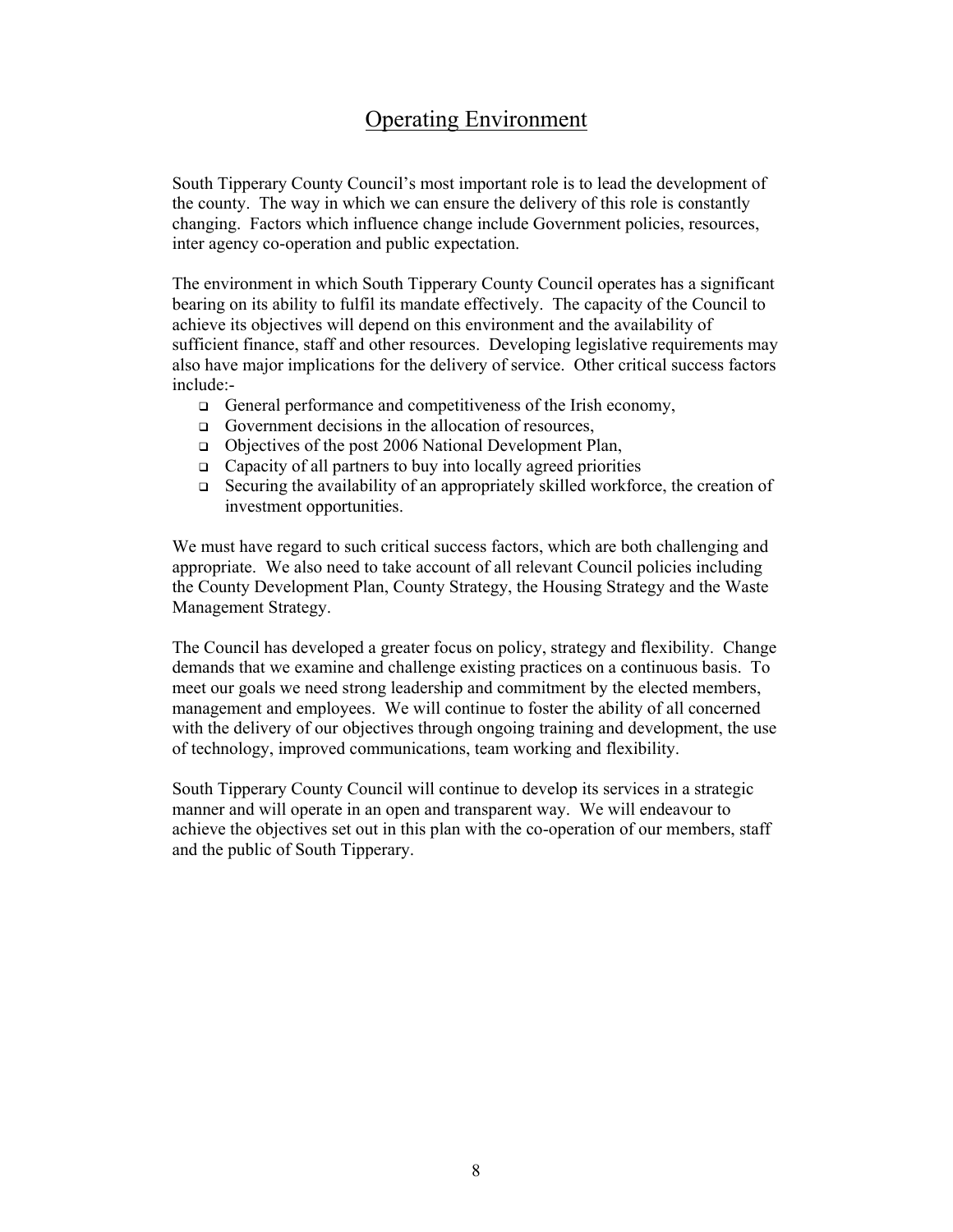# Operating Environment

South Tipperary County Council's most important role is to lead the development of the county. The way in which we can ensure the delivery of this role is constantly changing. Factors which influence change include Government policies, resources, inter agency co-operation and public expectation.

The environment in which South Tipperary County Council operates has a significant bearing on its ability to fulfil its mandate effectively. The capacity of the Council to achieve its objectives will depend on this environment and the availability of sufficient finance, staff and other resources. Developing legislative requirements may also have major implications for the delivery of service. Other critical success factors include:-

- General performance and competitiveness of the Irish economy,
- Government decisions in the allocation of resources,
- Objectives of the post 2006 National Development Plan,
- Capacity of all partners to buy into locally agreed priorities
- Securing the availability of an appropriately skilled workforce, the creation of investment opportunities.

We must have regard to such critical success factors, which are both challenging and appropriate. We also need to take account of all relevant Council policies including the County Development Plan, County Strategy, the Housing Strategy and the Waste Management Strategy.

The Council has developed a greater focus on policy, strategy and flexibility. Change demands that we examine and challenge existing practices on a continuous basis. To meet our goals we need strong leadership and commitment by the elected members, management and employees. We will continue to foster the ability of all concerned with the delivery of our objectives through ongoing training and development, the use of technology, improved communications, team working and flexibility.

South Tipperary County Council will continue to develop its services in a strategic manner and will operate in an open and transparent way. We will endeavour to achieve the objectives set out in this plan with the co-operation of our members, staff and the public of South Tipperary.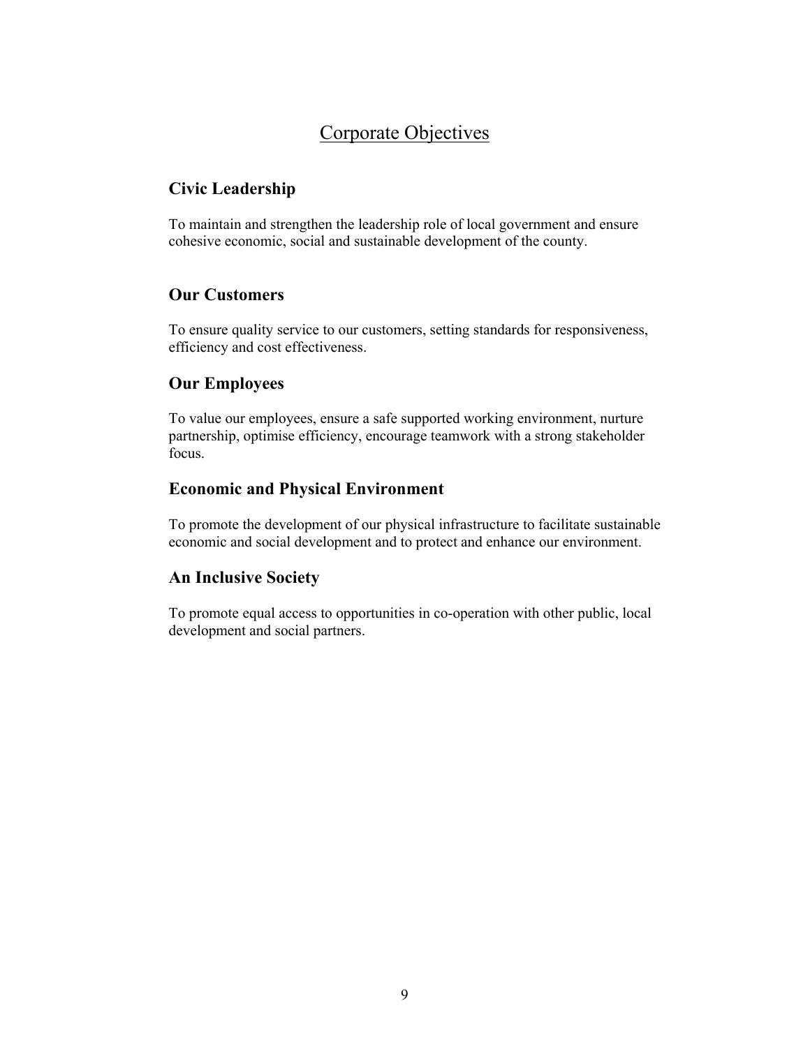# Corporate Objectives

## Civic Leadership

To maintain and strengthen the leadership role of local government and ensure cohesive economic, social and sustainable development of the county.

## Our Customers

To ensure quality service to our customers, setting standards for responsiveness, efficiency and cost effectiveness.

## Our Employees

To value our employees, ensure a safe supported working environment, nurture partnership, optimise efficiency, encourage teamwork with a strong stakeholder focus.

## Economic and Physical Environment

To promote the development of our physical infrastructure to facilitate sustainable economic and social development and to protect and enhance our environment.

## An Inclusive Society

To promote equal access to opportunities in co-operation with other public, local development and social partners.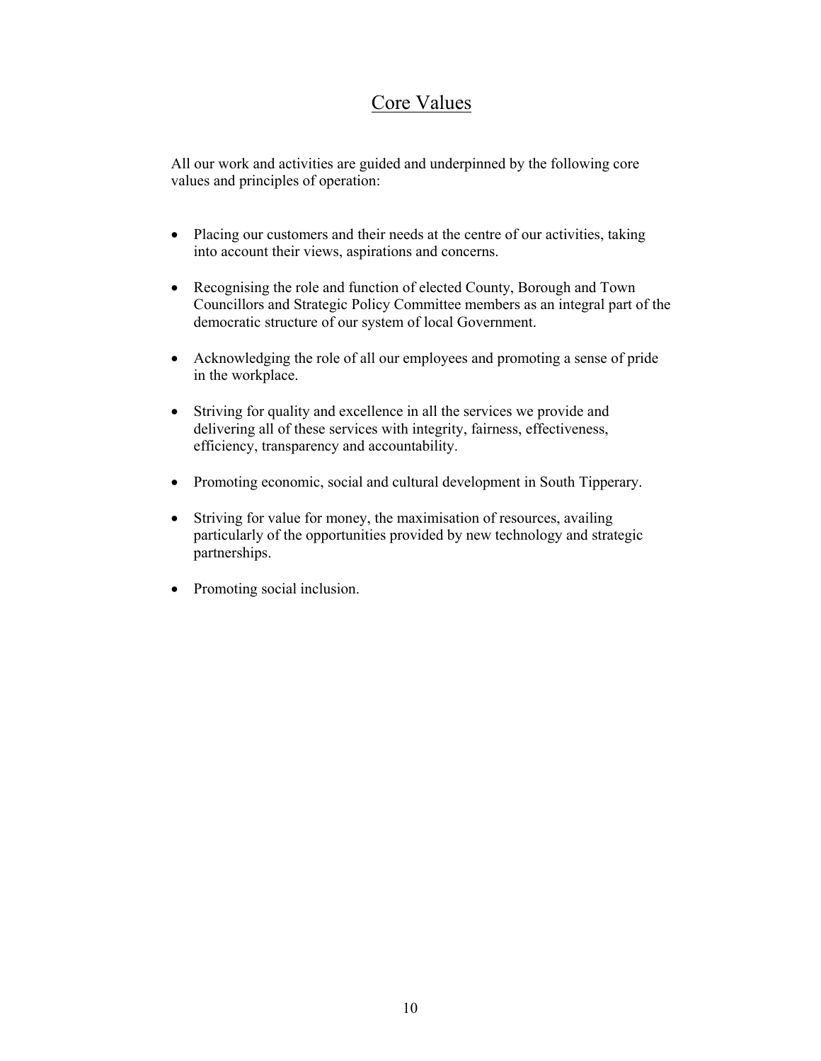# Core Values

All our work and activities are guided and underpinned by the following core values and principles of operation:

- Placing our customers and their needs at the centre of our activities, taking into account their views, aspirations and concerns.
- Recognising the role and function of elected County, Borough and Town Councillors and Strategic Policy Committee members as an integral part of the democratic structure of our system of local Government.
- Acknowledging the role of all our employees and promoting a sense of pride in the workplace.
- Striving for quality and excellence in all the services we provide and delivering all of these services with integrity, fairness, effectiveness, efficiency, transparency and accountability.
- Promoting economic, social and cultural development in South Tipperary.
- Striving for value for money, the maximisation of resources, availing particularly of the opportunities provided by new technology and strategic partnerships.
- Promoting social inclusion.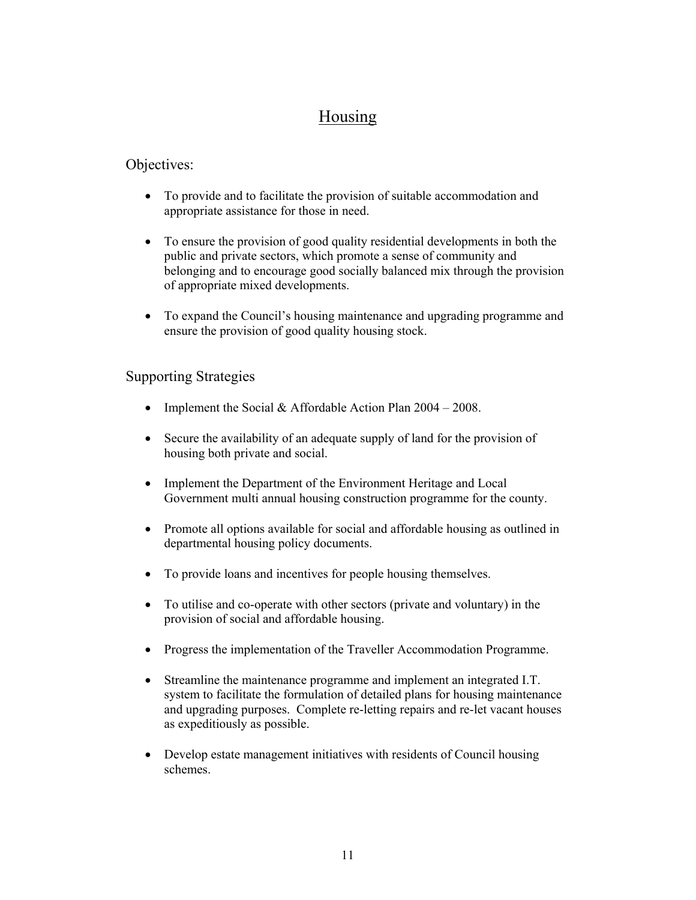# Housing

## Objectives:

- To provide and to facilitate the provision of suitable accommodation and appropriate assistance for those in need.

- To ensure the provision of good quality residential developments in both the public and private sectors, which promote a sense of community and belonging and to encourage good socially balanced mix through the provision of appropriate mixed developments.

- To expand the Council's housing maintenance and upgrading programme and ensure the provision of good quality housing stock.

## Supporting Strategies

- Implement the Social & Affordable Action Plan 2004 – 2008.

- Secure the availability of an adequate supply of land for the provision of housing both private and social.

- Implement the Department of the Environment Heritage and Local Government multi annual housing construction programme for the county.

- Promote all options available for social and affordable housing as outlined in departmental housing policy documents.

- To provide loans and incentives for people housing themselves.

- To utilise and co-operate with other sectors (private and voluntary) in the provision of social and affordable housing.

- Progress the implementation of the Traveller Accommodation Programme.

- Streamline the maintenance programme and implement an integrated I.T. system to facilitate the formulation of detailed plans for housing maintenance and upgrading purposes. Complete re-letting repairs and re-let vacant houses as expeditiously as possible.

- Develop estate management initiatives with residents of Council housing schemes.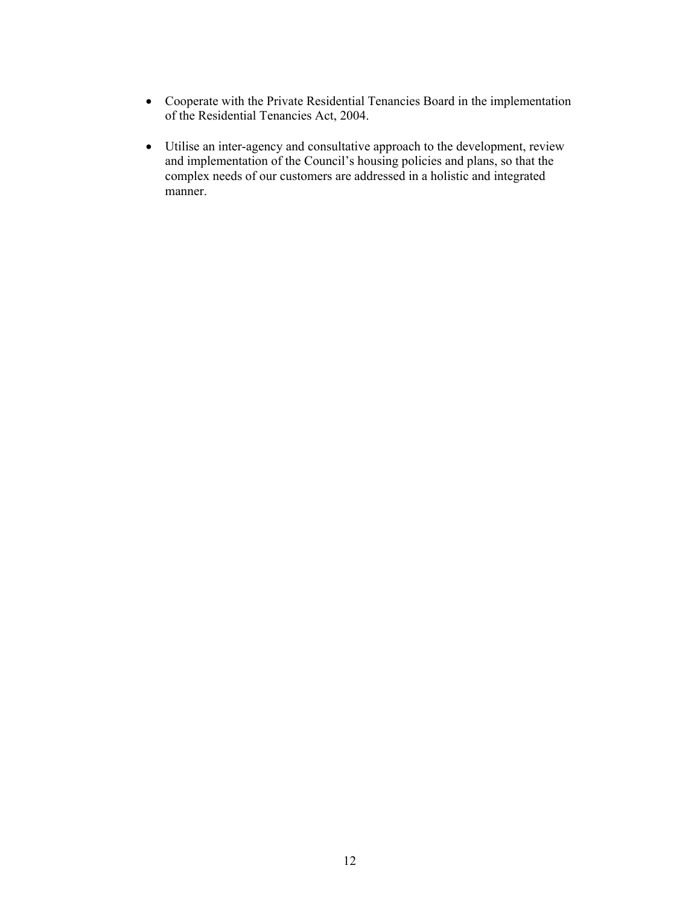- Cooperate with the Private Residential Tenancies Board in the implementation of the Residential Tenancies Act, 2004.

- Utilise an inter-agency and consultative approach to the development, review and implementation of the Council's housing policies and plans, so that the complex needs of our customers are addressed in a holistic and integrated manner.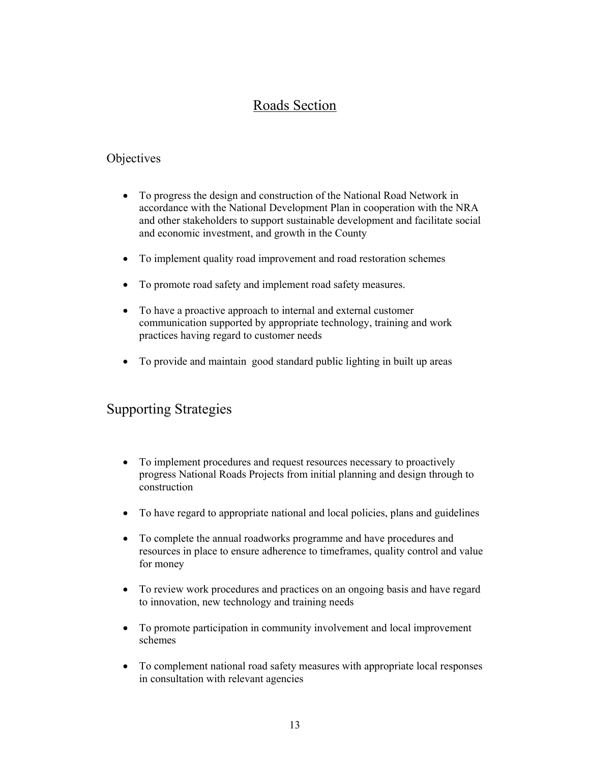# Roads Section

## Objectives

- To progress the design and construction of the National Road Network in accordance with the National Development Plan in cooperation with the NRA and other stakeholders to support sustainable development and facilitate social and economic investment, and growth in the County

- To implement quality road improvement and road restoration schemes

- To promote road safety and implement road safety measures.

- To have a proactive approach to internal and external customer communication supported by appropriate technology, training and work practices having regard to customer needs

- To provide and maintain good standard public lighting in built up areas

## Supporting Strategies

- To implement procedures and request resources necessary to proactively progress National Roads Projects from initial planning and design through to construction

- To have regard to appropriate national and local policies, plans and guidelines

- To complete the annual roadworks programme and have procedures and resources in place to ensure adherence to timeframes, quality control and value for money

- To review work procedures and practices on an ongoing basis and have regard to innovation, new technology and training needs

- To promote participation in community involvement and local improvement schemes

- To complement national road safety measures with appropriate local responses in consultation with relevant agencies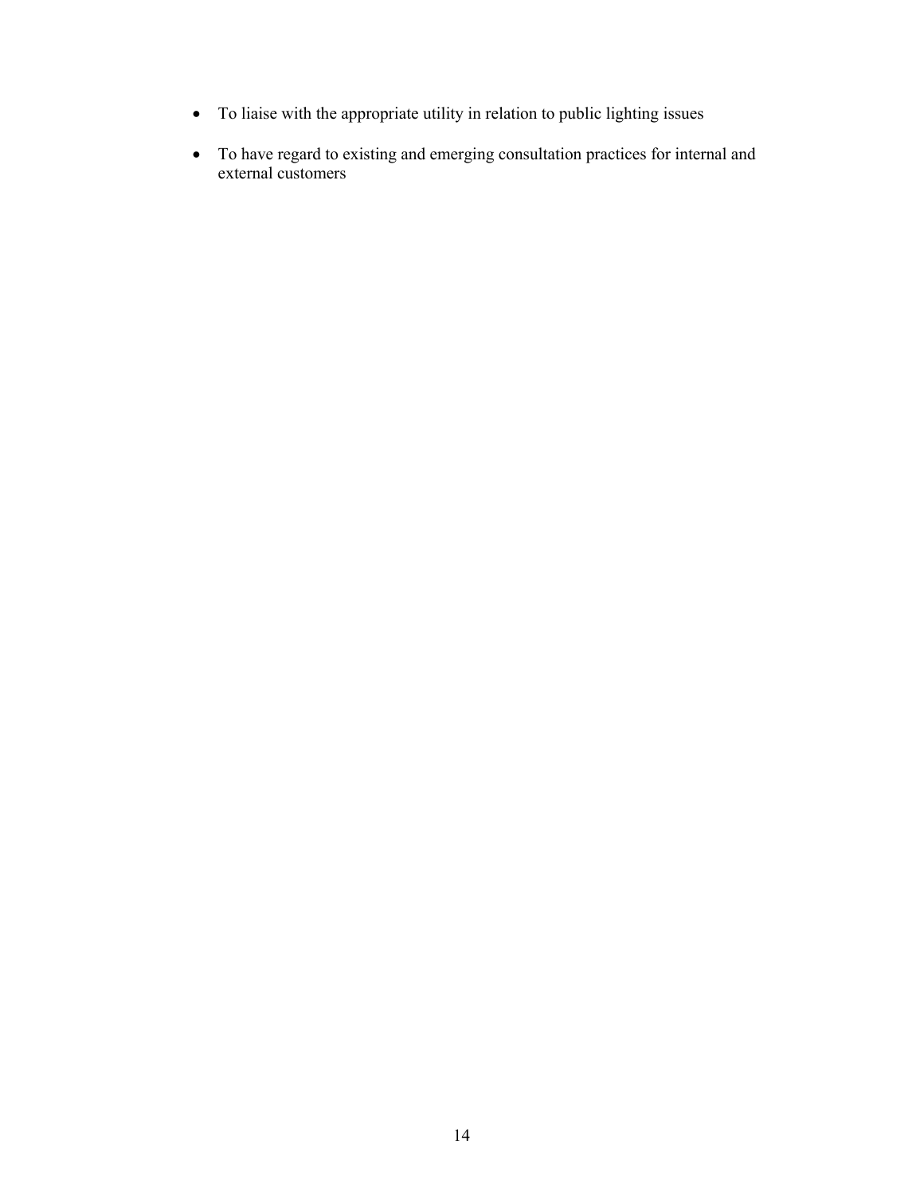- To liaise with the appropriate utility in relation to public lighting issues
- To have regard to existing and emerging consultation practices for internal and external customers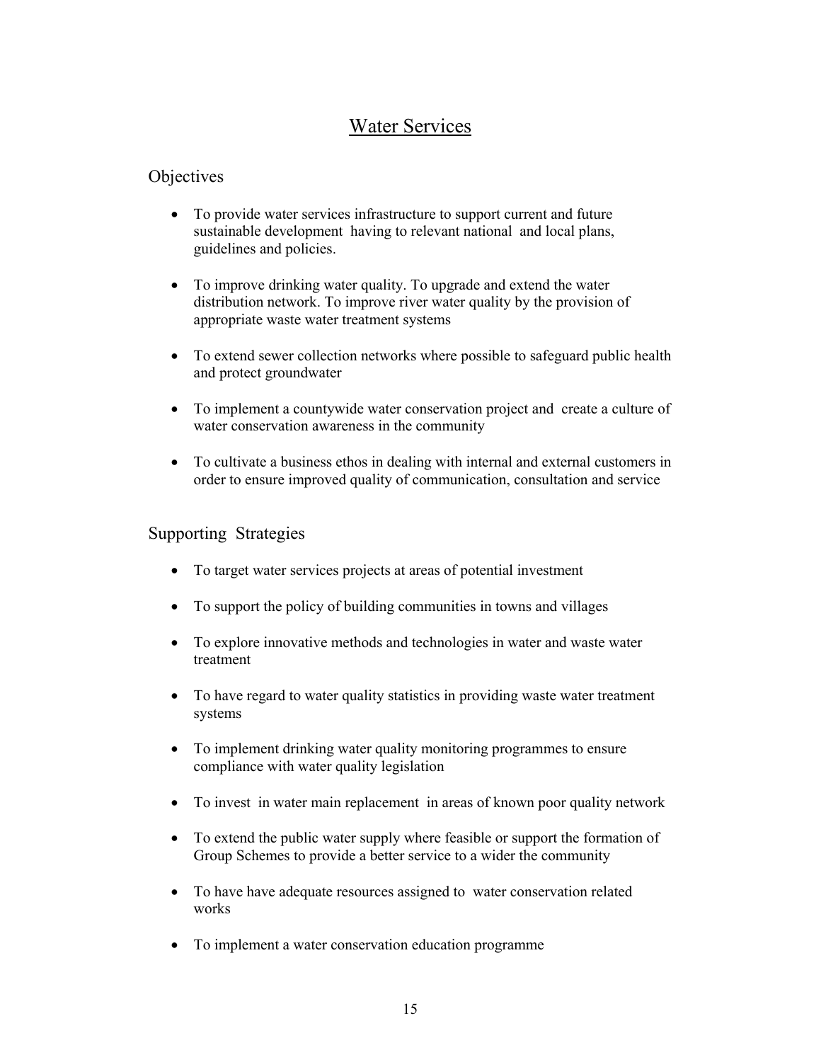# Water Services

## Objectives

- To provide water services infrastructure to support current and future sustainable development having to relevant national and local plans, guidelines and policies.

- To improve drinking water quality. To upgrade and extend the water distribution network. To improve river water quality by the provision of appropriate waste water treatment systems

- To extend sewer collection networks where possible to safeguard public health and protect groundwater

- To implement a countywide water conservation project and create a culture of water conservation awareness in the community

- To cultivate a business ethos in dealing with internal and external customers in order to ensure improved quality of communication, consultation and service

## Supporting Strategies

- To target water services projects at areas of potential investment

- To support the policy of building communities in towns and villages

- To explore innovative methods and technologies in water and waste water treatment

- To have regard to water quality statistics in providing waste water treatment systems

- To implement drinking water quality monitoring programmes to ensure compliance with water quality legislation

- To invest in water main replacement in areas of known poor quality network

- To extend the public water supply where feasible or support the formation of Group Schemes to provide a better service to a wider the community

- To have have adequate resources assigned to water conservation related works

- To implement a water conservation education programme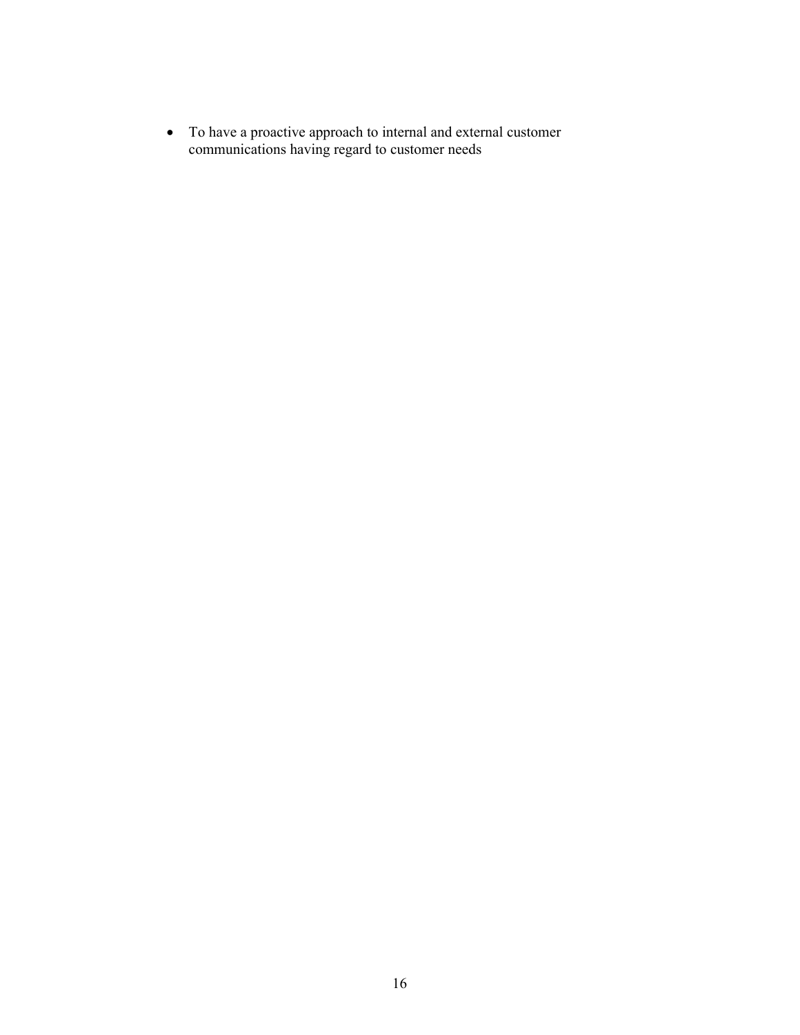- To have a proactive approach to internal and external customer communications having regard to customer needs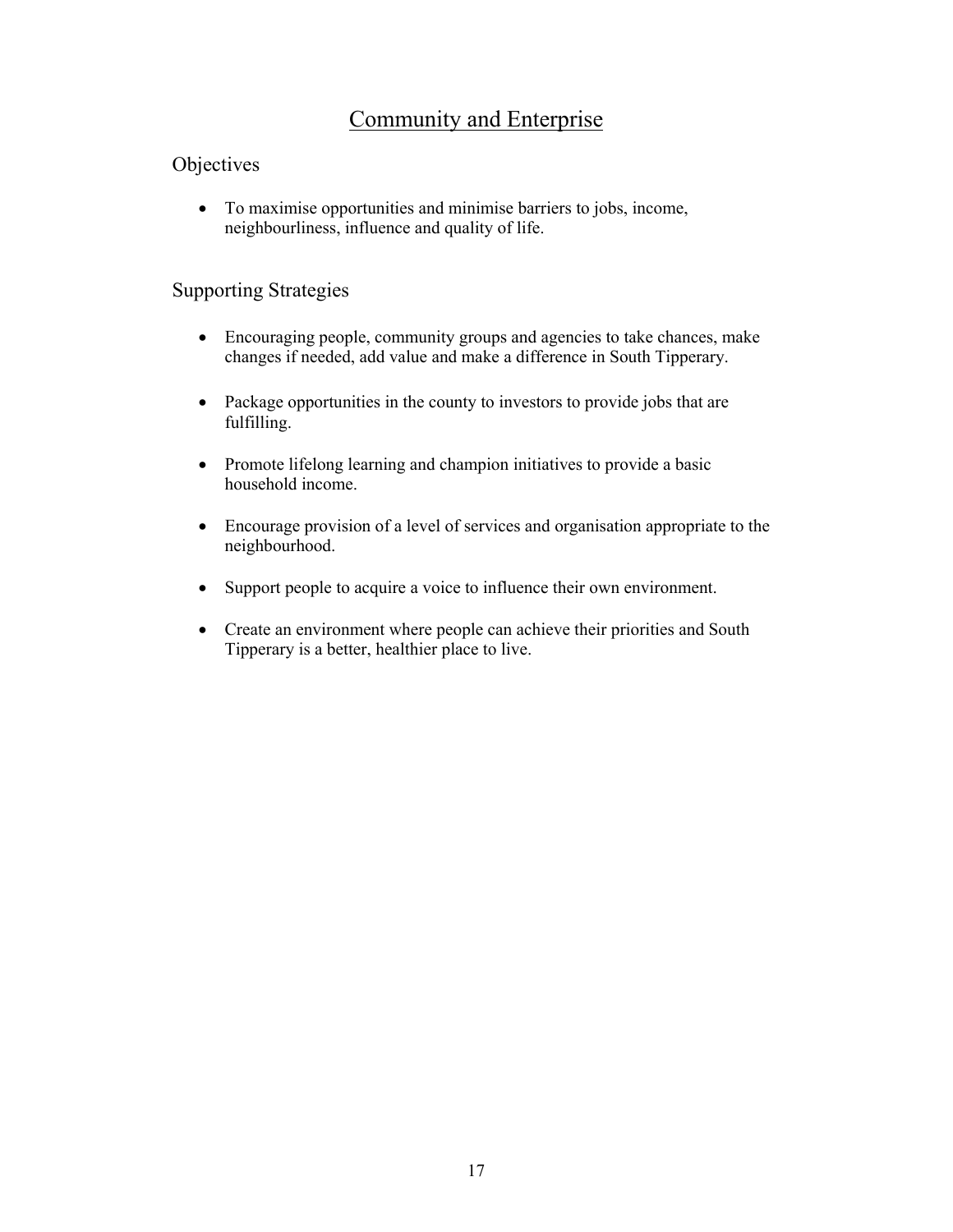# Community and Enterprise

## Objectives

- To maximise opportunities and minimise barriers to jobs, income, neighbourliness, influence and quality of life.

## Supporting Strategies

- Encouraging people, community groups and agencies to take chances, make changes if needed, add value and make a difference in South Tipperary.
- Package opportunities in the county to investors to provide jobs that are fulfilling.
- Promote lifelong learning and champion initiatives to provide a basic household income.
- Encourage provision of a level of services and organisation appropriate to the neighbourhood.
- Support people to acquire a voice to influence their own environment.
- Create an environment where people can achieve their priorities and South Tipperary is a better, healthier place to live.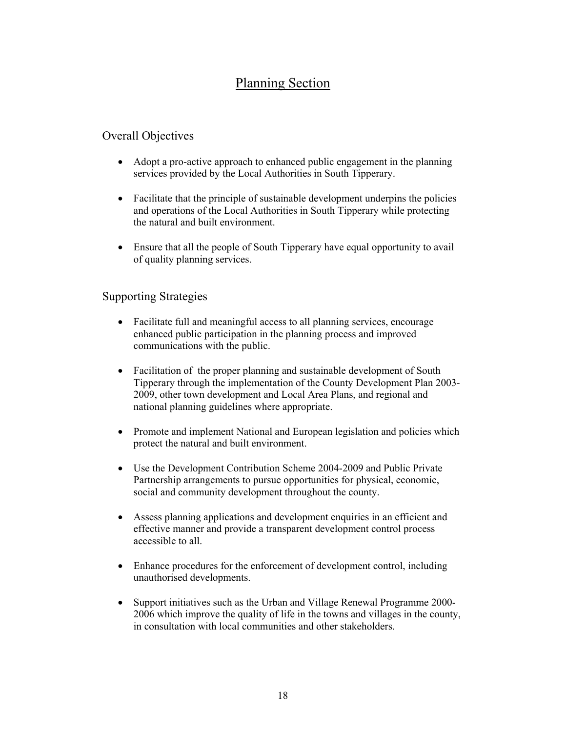# Planning Section

## Overall Objectives

- Adopt a pro-active approach to enhanced public engagement in the planning services provided by the Local Authorities in South Tipperary.
- Facilitate that the principle of sustainable development underpins the policies and operations of the Local Authorities in South Tipperary while protecting the natural and built environment.
- Ensure that all the people of South Tipperary have equal opportunity to avail of quality planning services.

## Supporting Strategies

- Facilitate full and meaningful access to all planning services, encourage enhanced public participation in the planning process and improved communications with the public.
- Facilitation of the proper planning and sustainable development of South Tipperary through the implementation of the County Development Plan 2003-2009, other town development and Local Area Plans, and regional and national planning guidelines where appropriate.
- Promote and implement National and European legislation and policies which protect the natural and built environment.
- Use the Development Contribution Scheme 2004-2009 and Public Private Partnership arrangements to pursue opportunities for physical, economic, social and community development throughout the county.
- Assess planning applications and development enquiries in an efficient and effective manner and provide a transparent development control process accessible to all.
- Enhance procedures for the enforcement of development control, including unauthorised developments.
- Support initiatives such as the Urban and Village Renewal Programme 2000-2006 which improve the quality of life in the towns and villages in the county, in consultation with local communities and other stakeholders.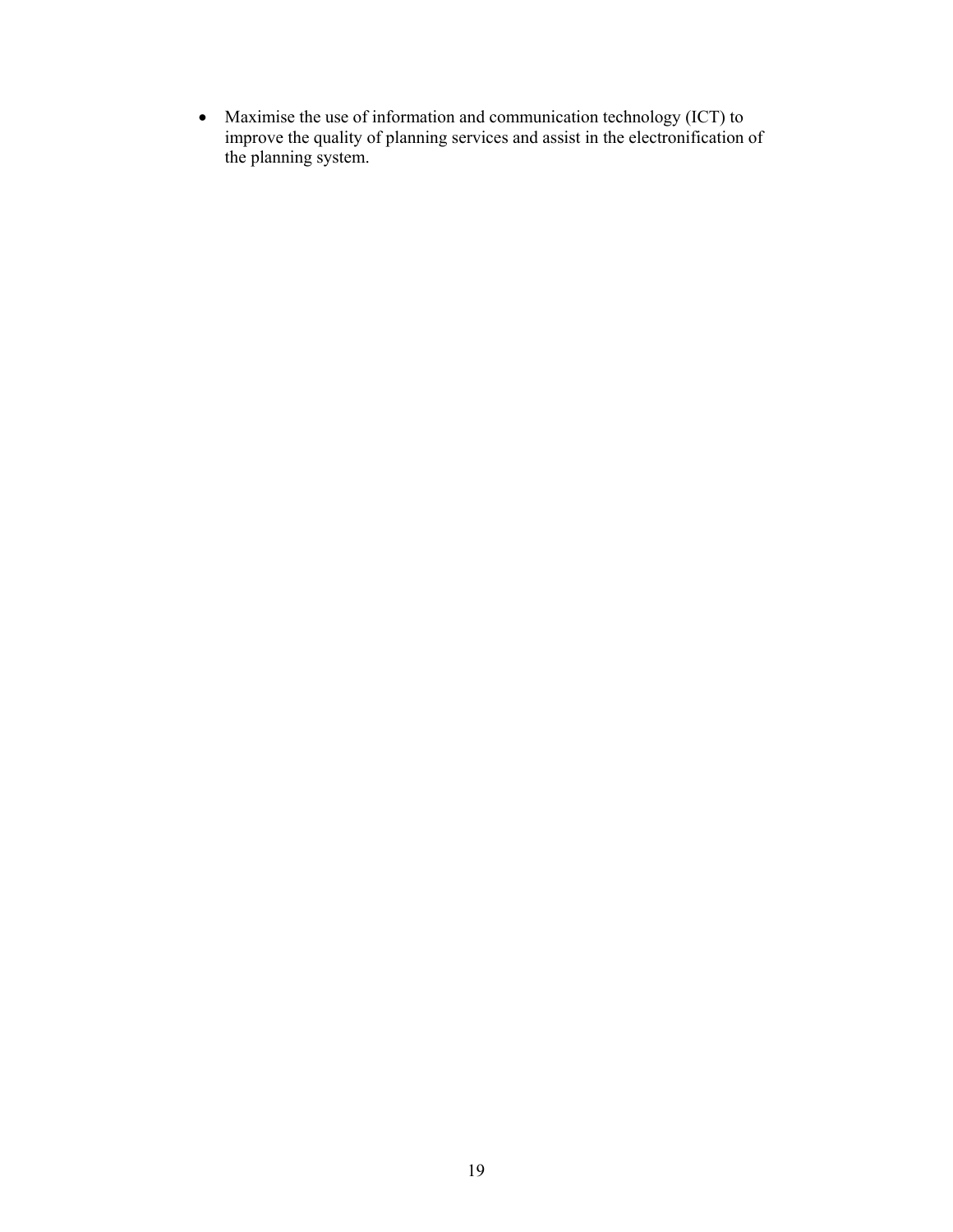- Maximise the use of information and communication technology (ICT) to improve the quality of planning services and assist in the electronification of the planning system.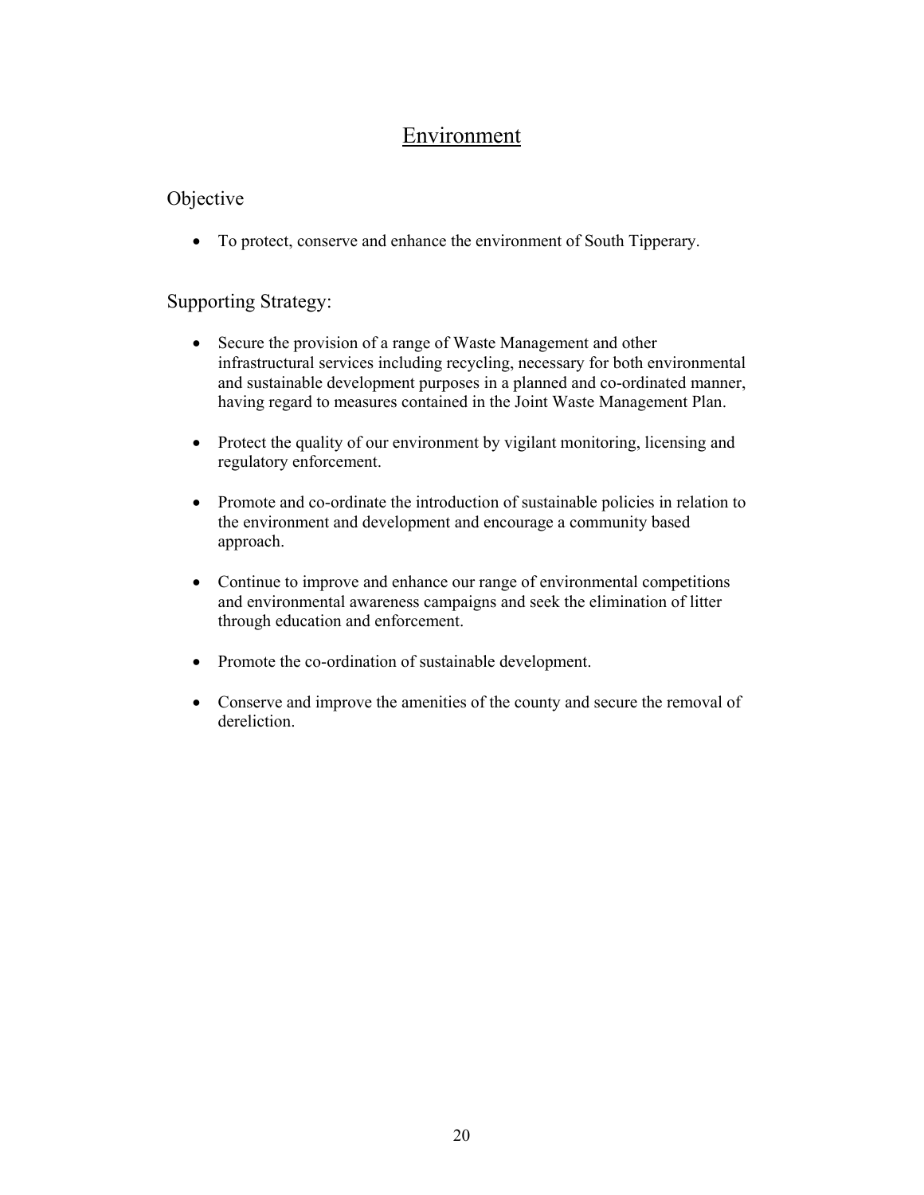# Environment

## Objective

- To protect, conserve and enhance the environment of South Tipperary.

## Supporting Strategy:

- Secure the provision of a range of Waste Management and other infrastructural services including recycling, necessary for both environmental and sustainable development purposes in a planned and co-ordinated manner, having regard to measures contained in the Joint Waste Management Plan.

- Protect the quality of our environment by vigilant monitoring, licensing and regulatory enforcement.

- Promote and co-ordinate the introduction of sustainable policies in relation to the environment and development and encourage a community based approach.

- Continue to improve and enhance our range of environmental competitions and environmental awareness campaigns and seek the elimination of litter through education and enforcement.

- Promote the co-ordination of sustainable development.

- Conserve and improve the amenities of the county and secure the removal of dereliction.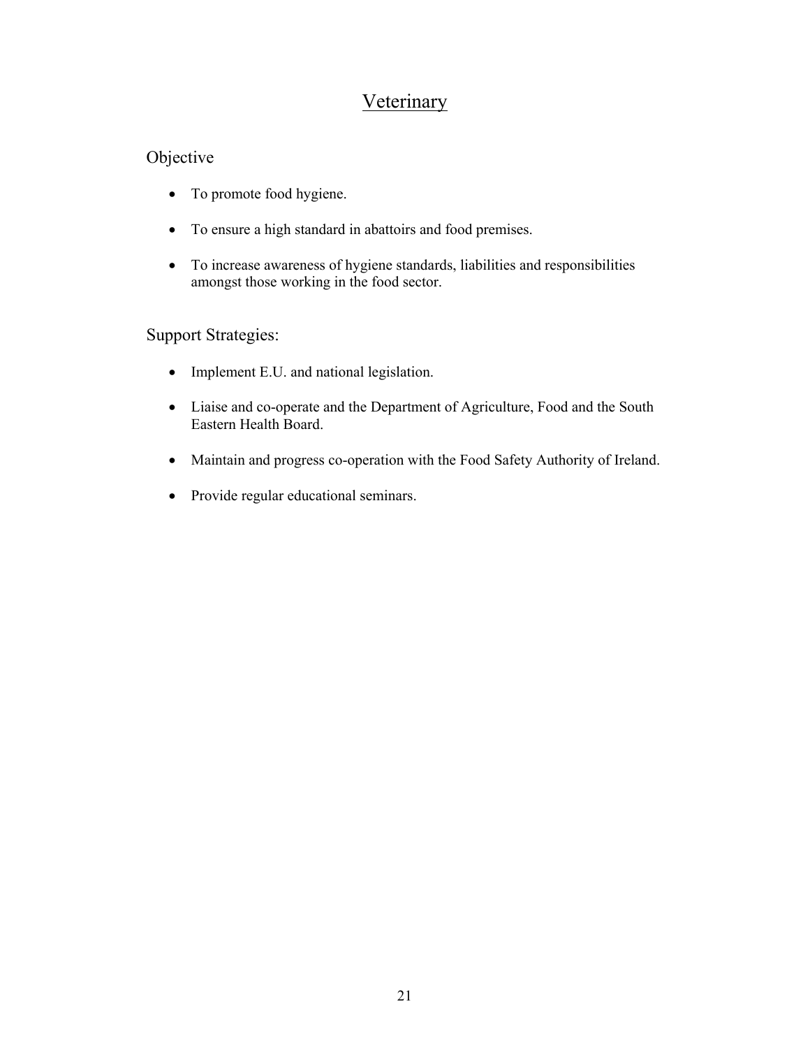# Veterinary

## Objective

- To promote food hygiene.
- To ensure a high standard in abattoirs and food premises.
- To increase awareness of hygiene standards, liabilities and responsibilities amongst those working in the food sector.

## Support Strategies:

- Implement E.U. and national legislation.
- Liaise and co-operate and the Department of Agriculture, Food and the South Eastern Health Board.
- Maintain and progress co-operation with the Food Safety Authority of Ireland.
- Provide regular educational seminars.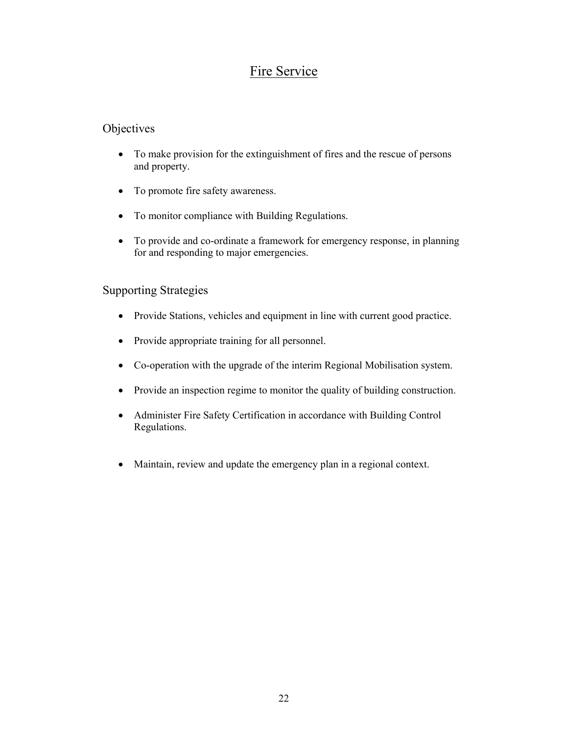# Fire Service

## Objectives

- To make provision for the extinguishment of fires and the rescue of persons and property.
- To promote fire safety awareness.
- To monitor compliance with Building Regulations.
- To provide and co-ordinate a framework for emergency response, in planning for and responding to major emergencies.

## Supporting Strategies

- Provide Stations, vehicles and equipment in line with current good practice.
- Provide appropriate training for all personnel.
- Co-operation with the upgrade of the interim Regional Mobilisation system.
- Provide an inspection regime to monitor the quality of building construction.
- Administer Fire Safety Certification in accordance with Building Control Regulations.
- Maintain, review and update the emergency plan in a regional context.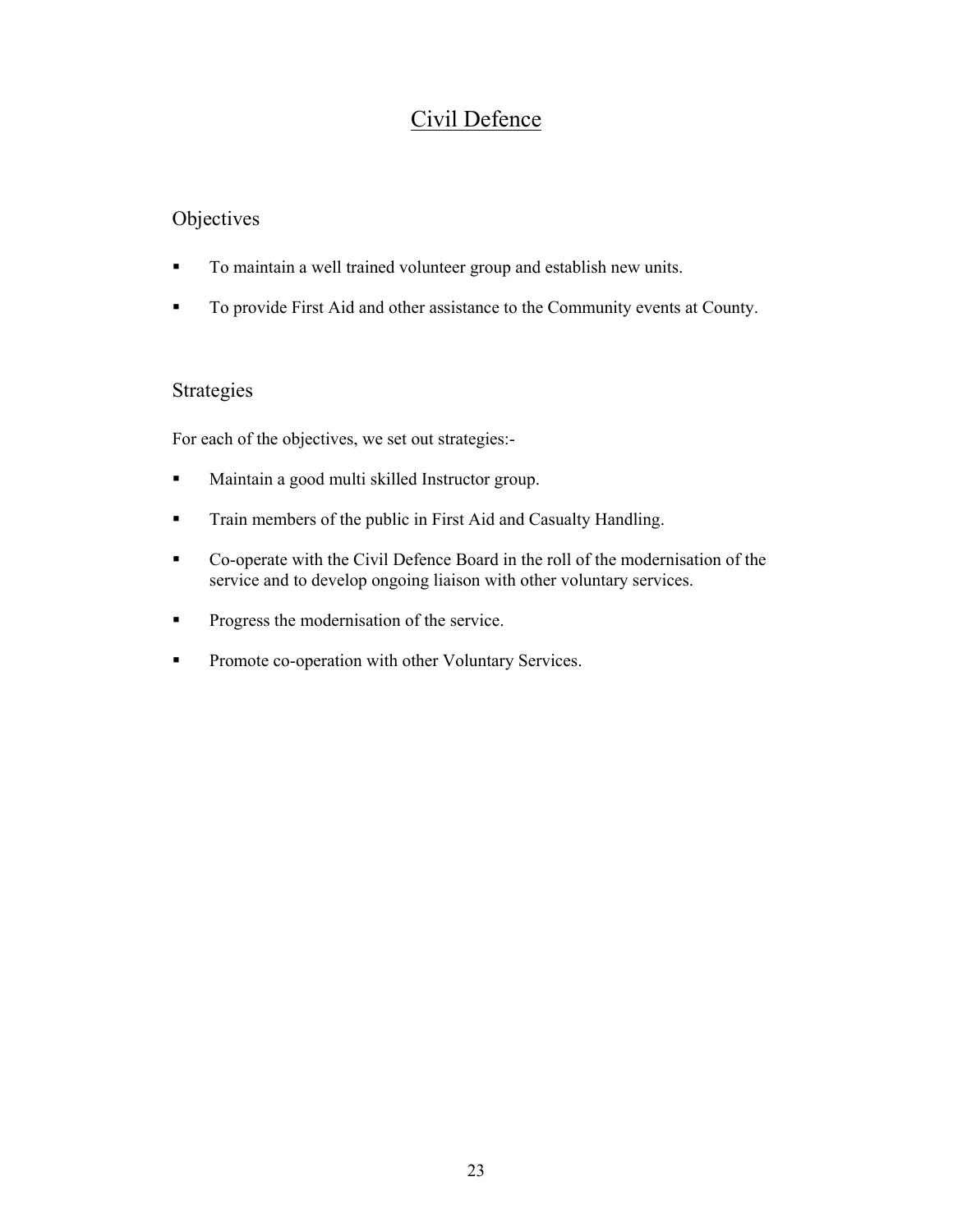# Civil Defence

## Objectives

- To maintain a well trained volunteer group and establish new units.
- To provide First Aid and other assistance to the Community events at County.

## Strategies

For each of the objectives, we set out strategies:-

- Maintain a good multi skilled Instructor group.
- Train members of the public in First Aid and Casualty Handling.
- Co-operate with the Civil Defence Board in the roll of the modernisation of the service and to develop ongoing liaison with other voluntary services.
- Progress the modernisation of the service.
- Promote co-operation with other Voluntary Services.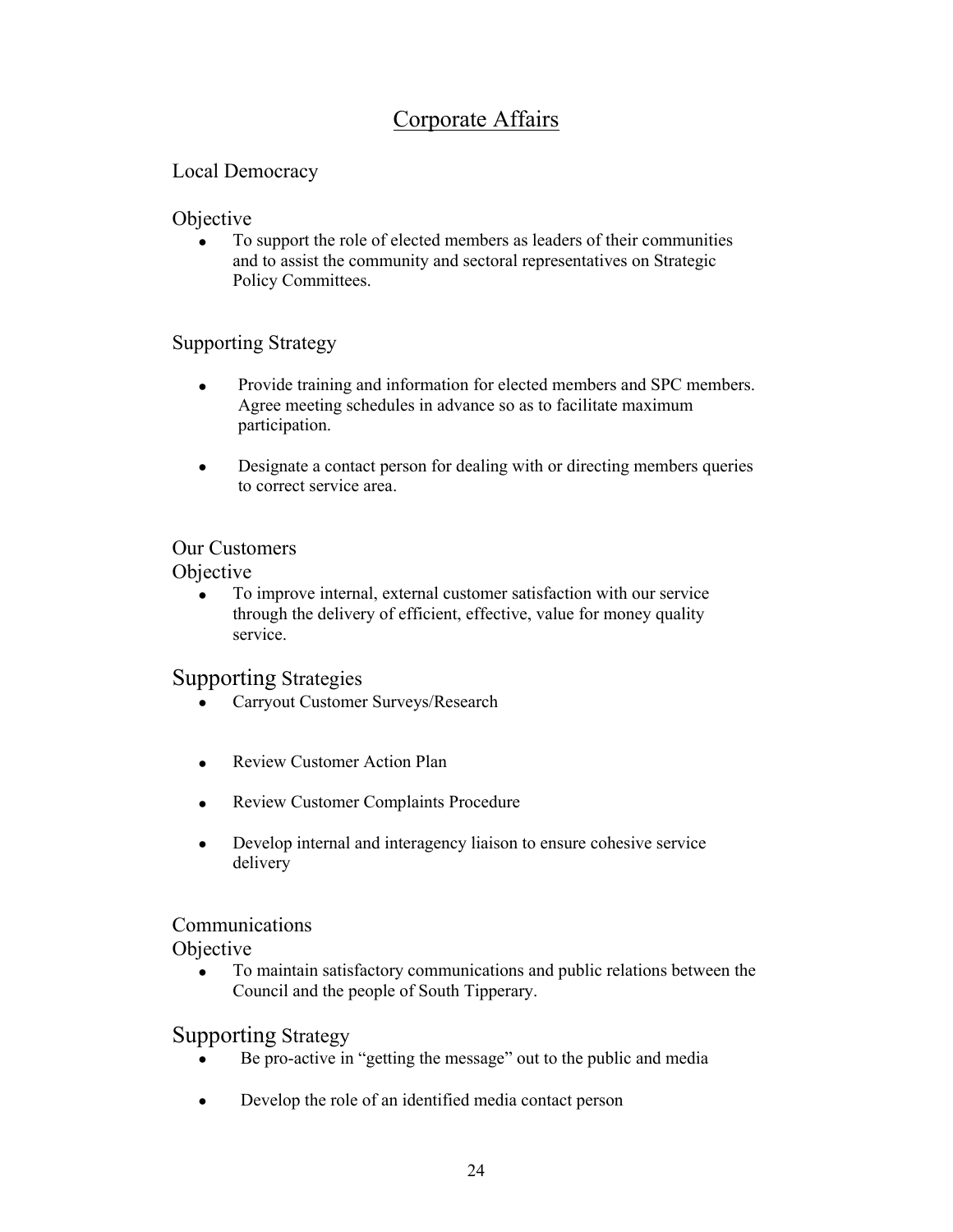# Corporate Affairs

## Local Democracy

### Objective

- To support the role of elected members as leaders of their communities and to assist the community and sectoral representatives on Strategic Policy Committees.

### Supporting Strategy

- Provide training and information for elected members and SPC members. Agree meeting schedules in advance so as to facilitate maximum participation.
- Designate a contact person for dealing with or directing members queries to correct service area.

## Our Customers

### Objective

- To improve internal, external customer satisfaction with our service through the delivery of efficient, effective, value for money quality service.

### Supporting Strategies

- Carryout Customer Surveys/Research
- Review Customer Action Plan
- Review Customer Complaints Procedure
- Develop internal and interagency liaison to ensure cohesive service delivery

## Communications

### Objective

- To maintain satisfactory communications and public relations between the Council and the people of South Tipperary.

### Supporting Strategy

- Be pro-active in "getting the message" out to the public and media
- Develop the role of an identified media contact person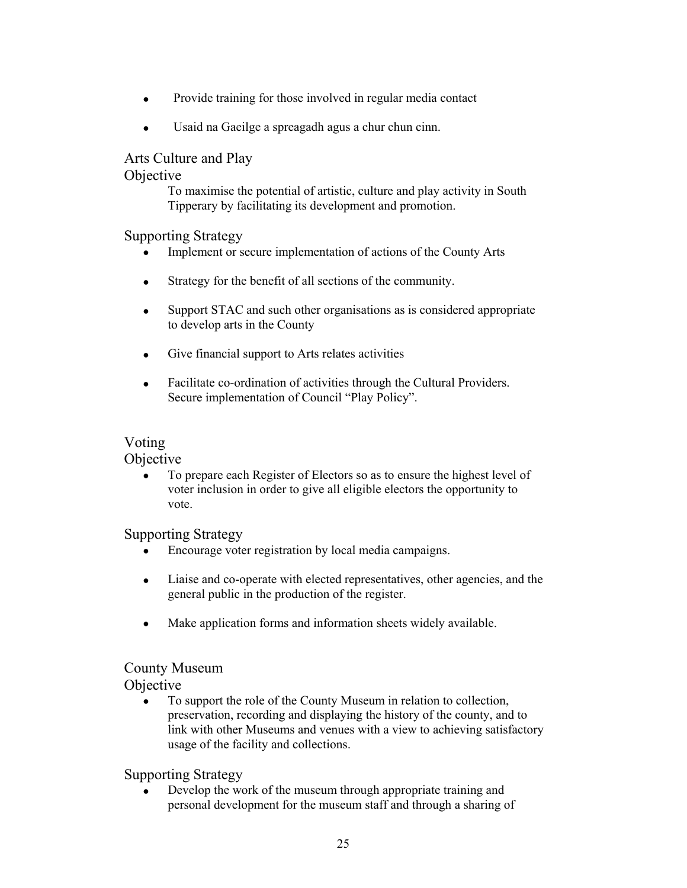- Provide training for those involved in regular media contact
- Usaid na Gaeilge a spreagadh agus a chur chun cinn.

## Arts Culture and Play

### Objective

To maximise the potential of artistic, culture and play activity in South Tipperary by facilitating its development and promotion.

### Supporting Strategy

- Implement or secure implementation of actions of the County Arts
- Strategy for the benefit of all sections of the community.
- Support STAC and such other organisations as is considered appropriate to develop arts in the County
- Give financial support to Arts relates activities
- Facilitate co-ordination of activities through the Cultural Providers. Secure implementation of Council "Play Policy".

## Voting

### Objective

- To prepare each Register of Electors so as to ensure the highest level of voter inclusion in order to give all eligible electors the opportunity to vote.

### Supporting Strategy

- Encourage voter registration by local media campaigns.
- Liaise and co-operate with elected representatives, other agencies, and the general public in the production of the register.
- Make application forms and information sheets widely available.

## County Museum

### Objective

- To support the role of the County Museum in relation to collection, preservation, recording and displaying the history of the county, and to link with other Museums and venues with a view to achieving satisfactory usage of the facility and collections.

### Supporting Strategy

- Develop the work of the museum through appropriate training and personal development for the museum staff and through a sharing of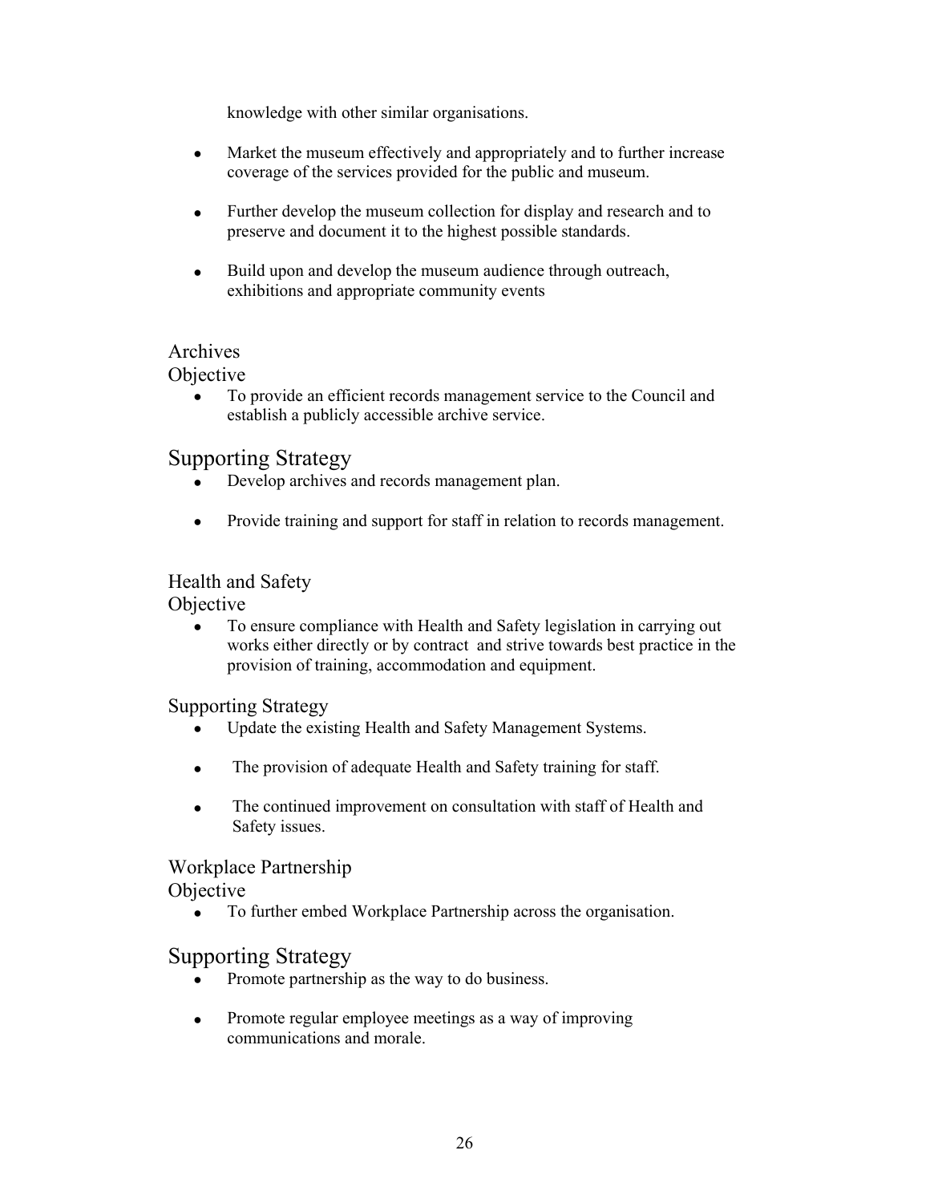knowledge with other similar organisations.

- Market the museum effectively and appropriately and to further increase coverage of the services provided for the public and museum.

- Further develop the museum collection for display and research and to preserve and document it to the highest possible standards.

- Build upon and develop the museum audience through outreach, exhibitions and appropriate community events

### Archives

### Objective

- To provide an efficient records management service to the Council and establish a publicly accessible archive service.

## Supporting Strategy

- Develop archives and records management plan.

- Provide training and support for staff in relation to records management.

### Health and Safety

### Objective

- To ensure compliance with Health and Safety legislation in carrying out works either directly or by contract and strive towards best practice in the provision of training, accommodation and equipment.

### Supporting Strategy

- Update the existing Health and Safety Management Systems.

- The provision of adequate Health and Safety training for staff.

- The continued improvement on consultation with staff of Health and Safety issues.

### Workplace Partnership

### Objective

- To further embed Workplace Partnership across the organisation.

## Supporting Strategy

- Promote partnership as the way to do business.

- Promote regular employee meetings as a way of improving communications and morale.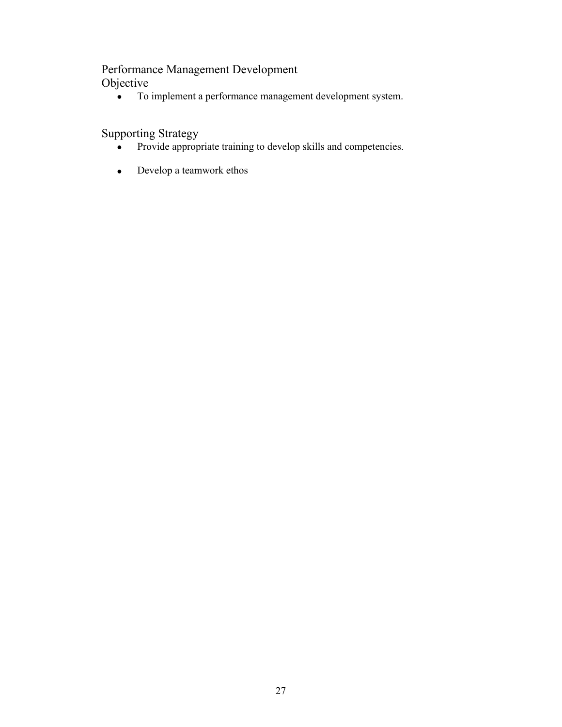## Performance Management Development

### Objective

- To implement a performance management development system.

### Supporting Strategy

- Provide appropriate training to develop skills and competencies.
- Develop a teamwork ethos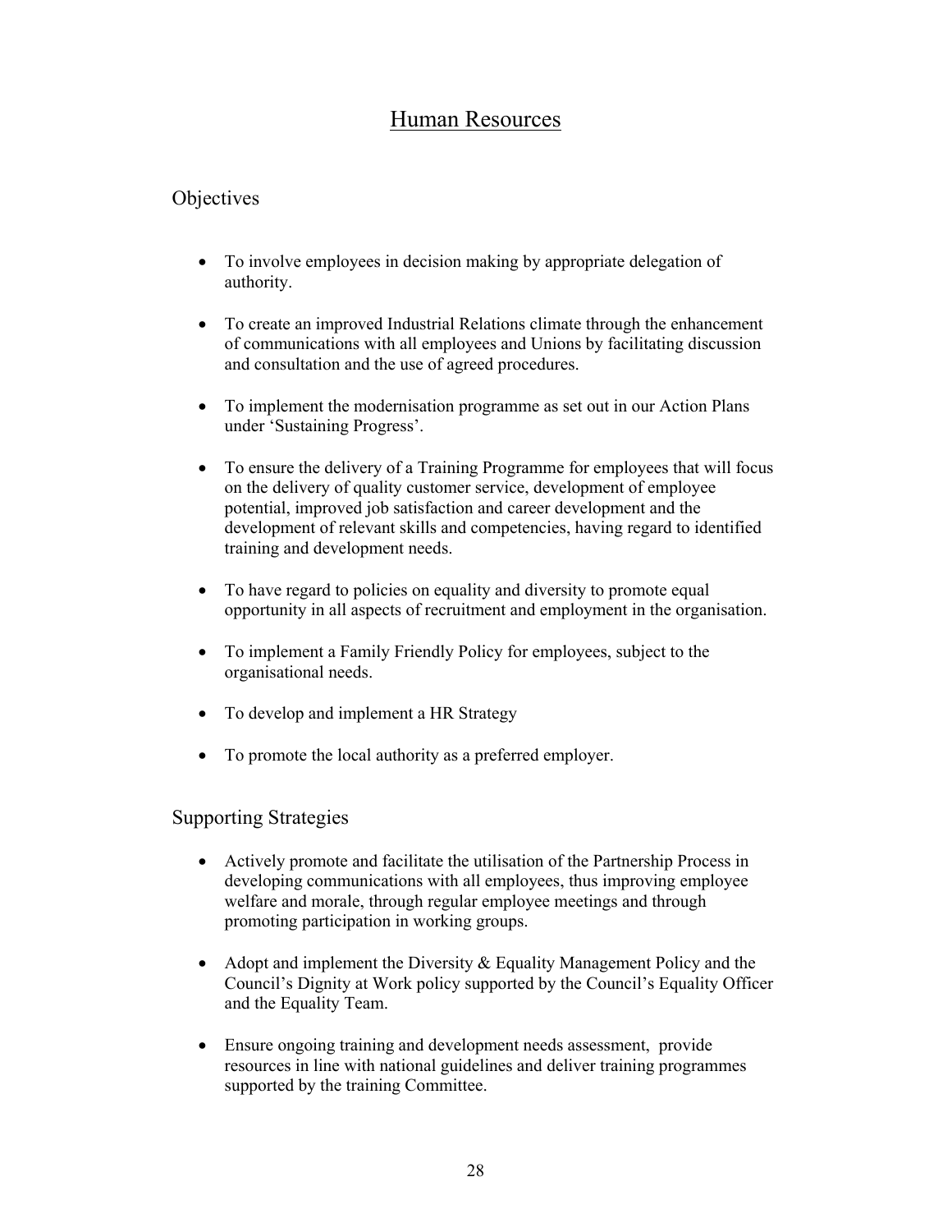# Human Resources

## Objectives

- To involve employees in decision making by appropriate delegation of authority.
- To create an improved Industrial Relations climate through the enhancement of communications with all employees and Unions by facilitating discussion and consultation and the use of agreed procedures.
- To implement the modernisation programme as set out in our Action Plans under 'Sustaining Progress'.
- To ensure the delivery of a Training Programme for employees that will focus on the delivery of quality customer service, development of employee potential, improved job satisfaction and career development and the development of relevant skills and competencies, having regard to identified training and development needs.
- To have regard to policies on equality and diversity to promote equal opportunity in all aspects of recruitment and employment in the organisation.
- To implement a Family Friendly Policy for employees, subject to the organisational needs.
- To develop and implement a HR Strategy
- To promote the local authority as a preferred employer.

## Supporting Strategies

- Actively promote and facilitate the utilisation of the Partnership Process in developing communications with all employees, thus improving employee welfare and morale, through regular employee meetings and through promoting participation in working groups.
- Adopt and implement the Diversity & Equality Management Policy and the Council's Dignity at Work policy supported by the Council's Equality Officer and the Equality Team.
- Ensure ongoing training and development needs assessment, provide resources in line with national guidelines and deliver training programmes supported by the training Committee.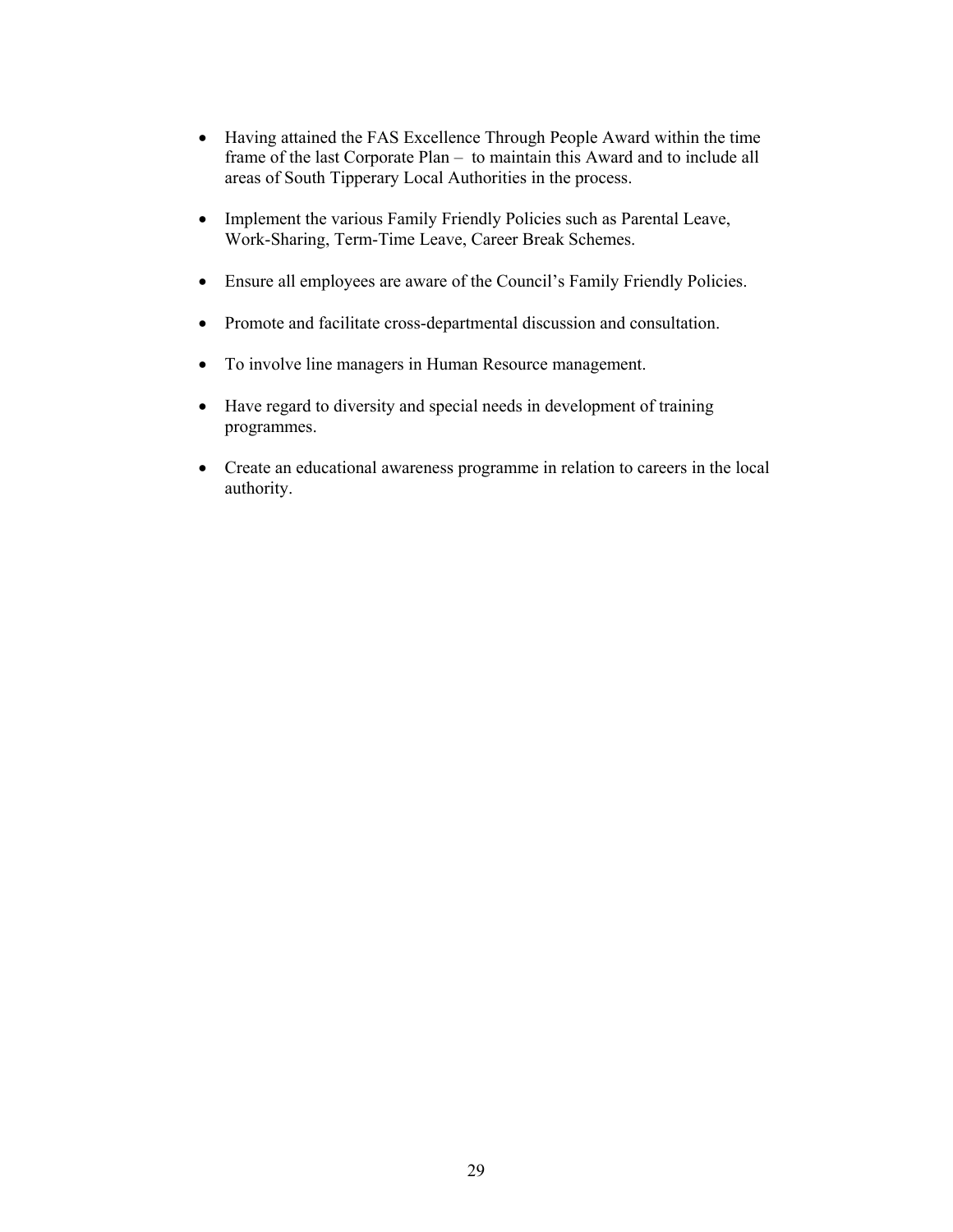- Having attained the FAS Excellence Through People Award within the time frame of the last Corporate Plan – to maintain this Award and to include all areas of South Tipperary Local Authorities in the process.

- Implement the various Family Friendly Policies such as Parental Leave, Work-Sharing, Term-Time Leave, Career Break Schemes.

- Ensure all employees are aware of the Council's Family Friendly Policies.

- Promote and facilitate cross-departmental discussion and consultation.

- To involve line managers in Human Resource management.

- Have regard to diversity and special needs in development of training programmes.

- Create an educational awareness programme in relation to careers in the local authority.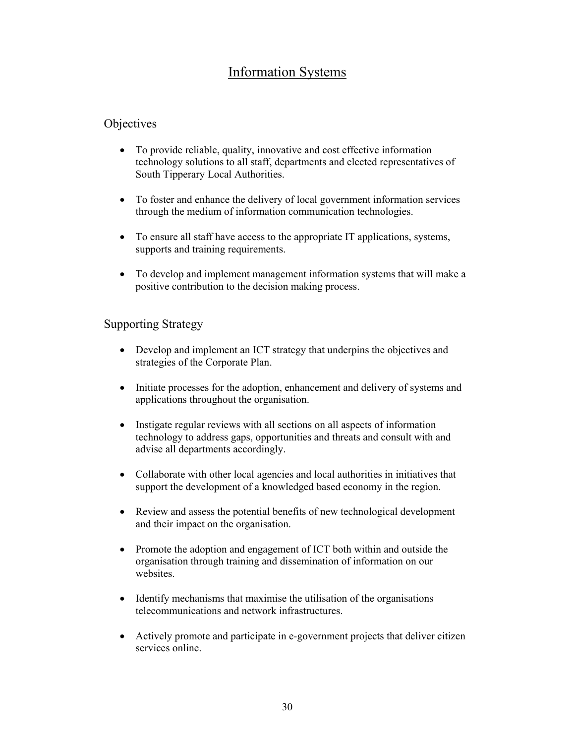# Information Systems

## Objectives

- To provide reliable, quality, innovative and cost effective information technology solutions to all staff, departments and elected representatives of South Tipperary Local Authorities.

- To foster and enhance the delivery of local government information services through the medium of information communication technologies.

- To ensure all staff have access to the appropriate IT applications, systems, supports and training requirements.

- To develop and implement management information systems that will make a positive contribution to the decision making process.

## Supporting Strategy

- Develop and implement an ICT strategy that underpins the objectives and strategies of the Corporate Plan.

- Initiate processes for the adoption, enhancement and delivery of systems and applications throughout the organisation.

- Instigate regular reviews with all sections on all aspects of information technology to address gaps, opportunities and threats and consult with and advise all departments accordingly.

- Collaborate with other local agencies and local authorities in initiatives that support the development of a knowledged based economy in the region.

- Review and assess the potential benefits of new technological development and their impact on the organisation.

- Promote the adoption and engagement of ICT both within and outside the organisation through training and dissemination of information on our websites.

- Identify mechanisms that maximise the utilisation of the organisations telecommunications and network infrastructures.

- Actively promote and participate in e-government projects that deliver citizen services online.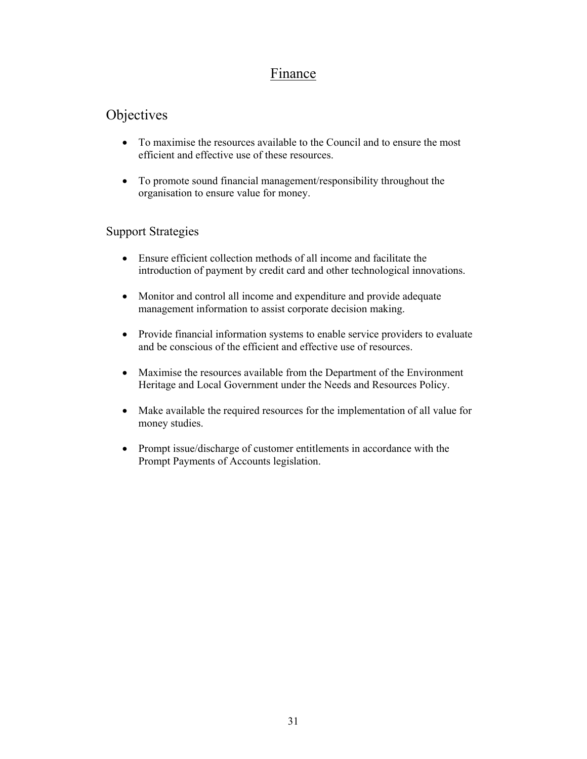# Finance

## Objectives

- To maximise the resources available to the Council and to ensure the most efficient and effective use of these resources.

- To promote sound financial management/responsibility throughout the organisation to ensure value for money.

### Support Strategies

- Ensure efficient collection methods of all income and facilitate the introduction of payment by credit card and other technological innovations.

- Monitor and control all income and expenditure and provide adequate management information to assist corporate decision making.

- Provide financial information systems to enable service providers to evaluate and be conscious of the efficient and effective use of resources.

- Maximise the resources available from the Department of the Environment Heritage and Local Government under the Needs and Resources Policy.

- Make available the required resources for the implementation of all value for money studies.

- Prompt issue/discharge of customer entitlements in accordance with the Prompt Payments of Accounts legislation.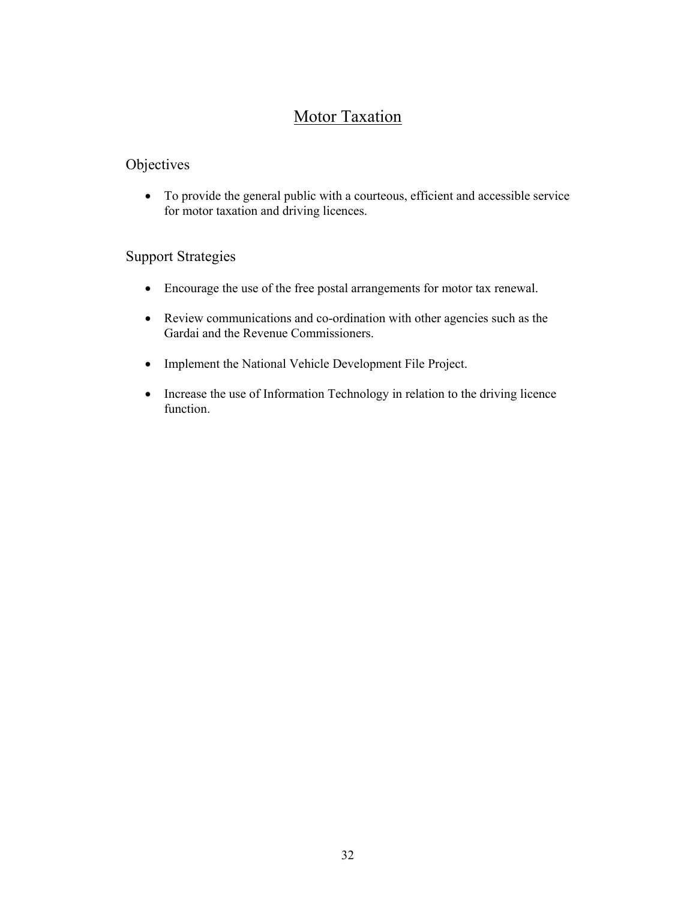# Motor Taxation

## Objectives

- To provide the general public with a courteous, efficient and accessible service for motor taxation and driving licences.

## Support Strategies

- Encourage the use of the free postal arrangements for motor tax renewal.
- Review communications and co-ordination with other agencies such as the Gardai and the Revenue Commissioners.
- Implement the National Vehicle Development File Project.
- Increase the use of Information Technology in relation to the driving licence function.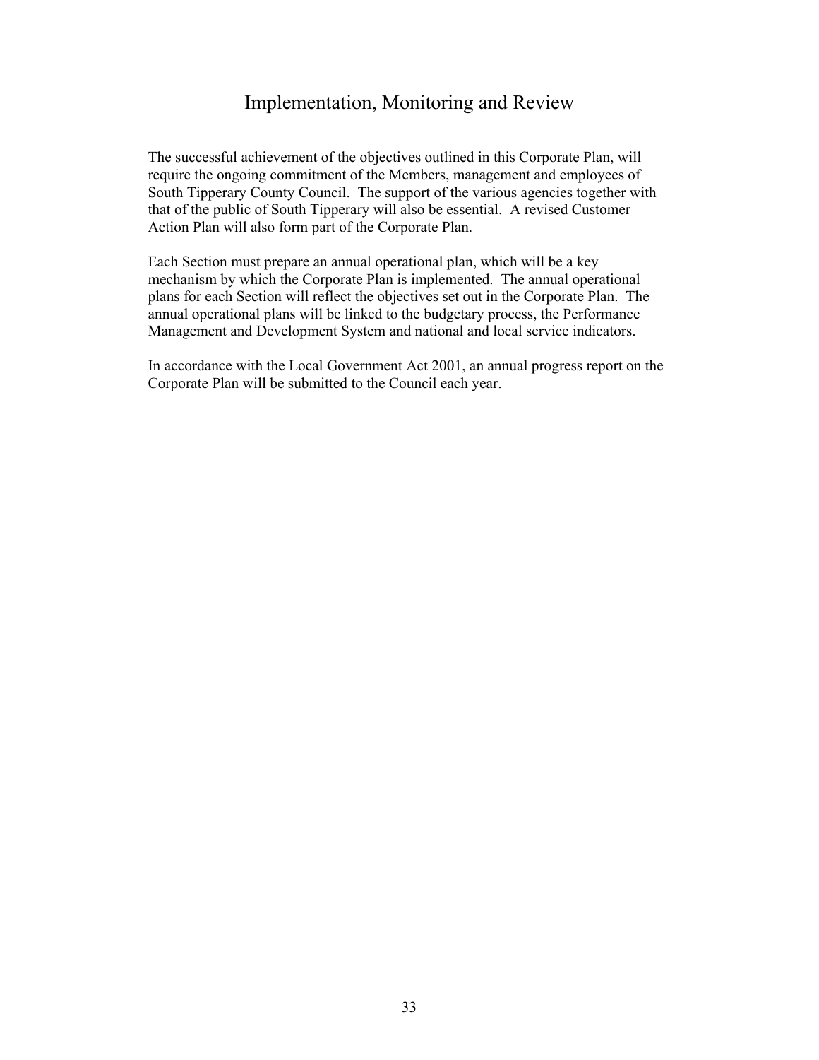# Implementation, Monitoring and Review

The successful achievement of the objectives outlined in this Corporate Plan, will require the ongoing commitment of the Members, management and employees of South Tipperary County Council. The support of the various agencies together with that of the public of South Tipperary will also be essential. A revised Customer Action Plan will also form part of the Corporate Plan.

Each Section must prepare an annual operational plan, which will be a key mechanism by which the Corporate Plan is implemented. The annual operational plans for each Section will reflect the objectives set out in the Corporate Plan. The annual operational plans will be linked to the budgetary process, the Performance Management and Development System and national and local service indicators.

In accordance with the Local Government Act 2001, an annual progress report on the Corporate Plan will be submitted to the Council each year.